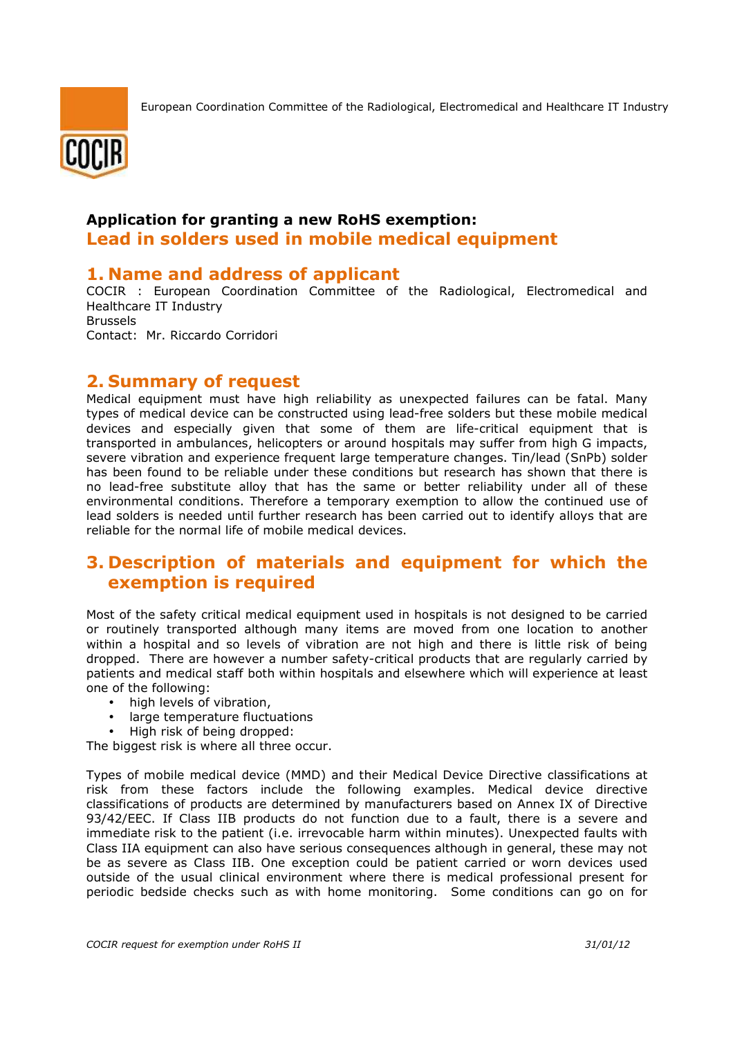European Coordination Committee of the Radiological, Electromedical and Healthcare IT Industry

**Application for granting a new RoHS exemption:**
**Lead in solders used in mobile medical equipment**

## 1. Name and address of applicant

COCIR : European Coordination Committee of the Radiological, Electromedical and Healthcare IT Industry
Brussels
Contact: Mr. Riccardo Corridori

## 2. Summary of request

Medical equipment must have high reliability as unexpected failures can be fatal. Many types of medical device can be constructed using lead-free solders but these mobile medical devices and especially given that some of them are life-critical equipment that is transported in ambulances, helicopters or around hospitals may suffer from high G impacts, severe vibration and experience frequent large temperature changes. Tin/lead (SnPb) solder has been found to be reliable under these conditions but research has shown that there is no lead-free substitute alloy that has the same or better reliability under all of these environmental conditions. Therefore a temporary exemption to allow the continued use of lead solders is needed until further research has been carried out to identify alloys that are reliable for the normal life of mobile medical devices.

## 3. Description of materials and equipment for which the exemption is required

Most of the safety critical medical equipment used in hospitals is not designed to be carried or routinely transported although many items are moved from one location to another within a hospital and so levels of vibration are not high and there is little risk of being dropped. There are however a number safety-critical products that are regularly carried by patients and medical staff both within hospitals and elsewhere which will experience at least one of the following:

- high levels of vibration,
- large temperature fluctuations
- High risk of being dropped:

The biggest risk is where all three occur.

Types of mobile medical device (MMD) and their Medical Device Directive classifications at risk from these factors include the following examples. Medical device directive classifications of products are determined by manufacturers based on Annex IX of Directive 93/42/EEC. If Class IIB products do not function due to a fault, there is a severe and immediate risk to the patient (i.e. irrevocable harm within minutes). Unexpected faults with Class IIA equipment can also have serious consequences although in general, these may not be as severe as Class IIB. One exception could be patient carried or worn devices used outside of the usual clinical environment where there is medical professional present for periodic bedside checks such as with home monitoring. Some conditions can go on for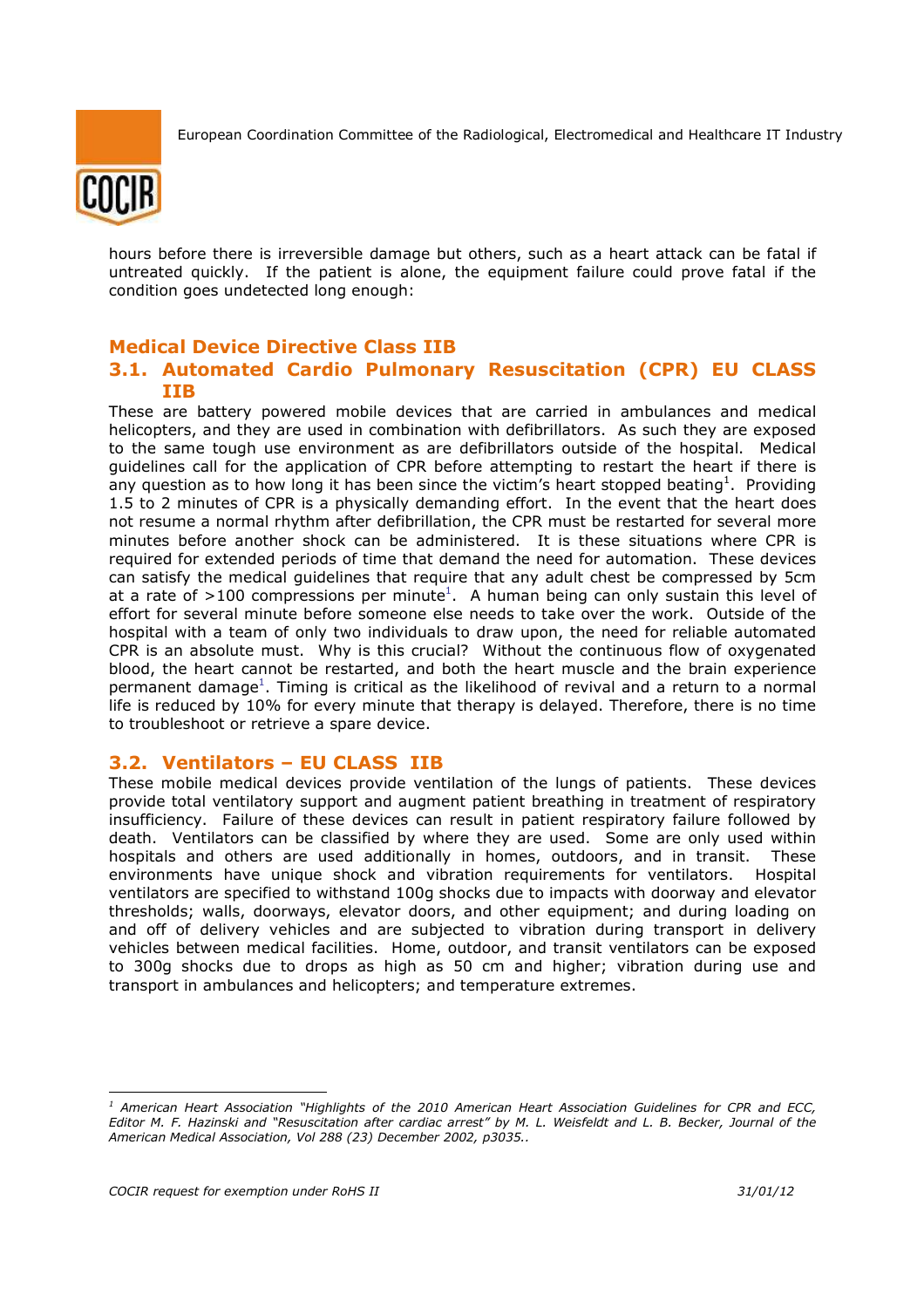hours before there is irreversible damage but others, such as a heart attack can be fatal if untreated quickly. If the patient is alone, the equipment failure could prove fatal if the condition goes undetected long enough:

## Medical Device Directive Class IIB

### 3.1. Automated Cardio Pulmonary Resuscitation (CPR) EU CLASS IIB

These are battery powered mobile devices that are carried in ambulances and medical helicopters, and they are used in combination with defibrillators. As such they are exposed to the same tough use environment as are defibrillators outside of the hospital. Medical guidelines call for the application of CPR before attempting to restart the heart if there is any question as to how long it has been since the victim's heart stopped beating[1]. Providing 1.5 to 2 minutes of CPR is a physically demanding effort. In the event that the heart does not resume a normal rhythm after defibrillation, the CPR must be restarted for several more minutes before another shock can be administered. It is these situations where CPR is required for extended periods of time that demand the need for automation. These devices can satisfy the medical guidelines that require that any adult chest be compressed by 5cm at a rate of >100 compressions per minute[1]. A human being can only sustain this level of effort for several minute before someone else needs to take over the work. Outside of the hospital with a team of only two individuals to draw upon, the need for reliable automated CPR is an absolute must. Why is this crucial? Without the continuous flow of oxygenated blood, the heart cannot be restarted, and both the heart muscle and the brain experience permanent damage[1]. Timing is critical as the likelihood of revival and a return to a normal life is reduced by 10% for every minute that therapy is delayed. Therefore, there is no time to troubleshoot or retrieve a spare device.

### 3.2. Ventilators – EU CLASS IIB

These mobile medical devices provide ventilation of the lungs of patients. These devices provide total ventilatory support and augment patient breathing in treatment of respiratory insufficiency. Failure of these devices can result in patient respiratory failure followed by death. Ventilators can be classified by where they are used. Some are only used within hospitals and others are used additionally in homes, outdoors, and in transit. These environments have unique shock and vibration requirements for ventilators. Hospital ventilators are specified to withstand 100g shocks due to impacts with doorway and elevator thresholds; walls, doorways, elevator doors, and other equipment; and during loading on and off of delivery vehicles and are subjected to vibration during transport in delivery vehicles between medical facilities. Home, outdoor, and transit ventilators can be exposed to 300g shocks due to drops as high as 50 cm and higher; vibration during use and transport in ambulances and helicopters; and temperature extremes.

---

[1] *American Heart Association "Highlights of the 2010 American Heart Association Guidelines for CPR and ECC, Editor M. F. Hazinski and "Resuscitation after cardiac arrest" by M. L. Weisfeldt and L. B. Becker, Journal of the American Medical Association, Vol 288 (23) December 2002, p3035..*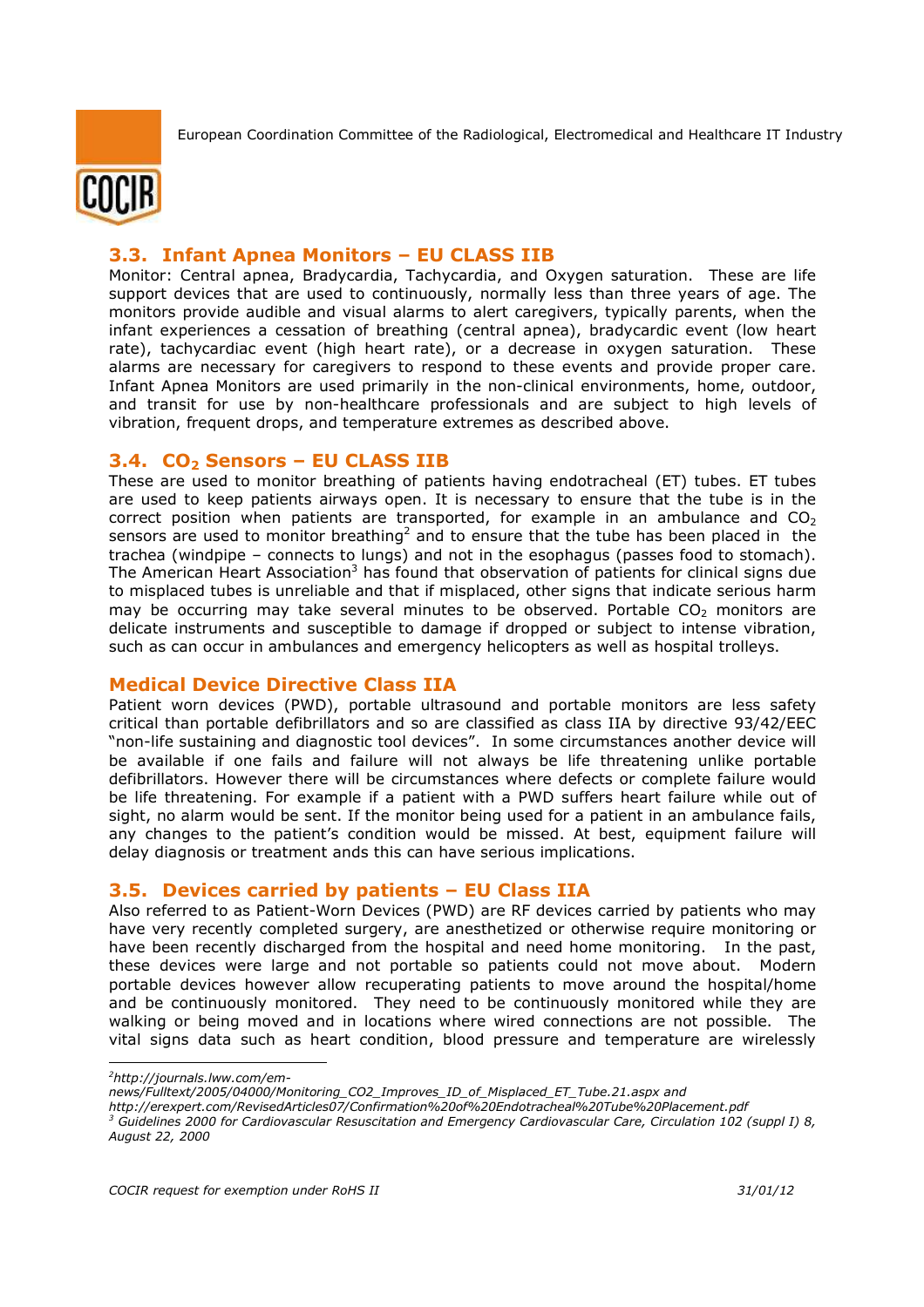## 3.3. Infant Apnea Monitors – EU CLASS IIB

Monitor: Central apnea, Bradycardia, Tachycardia, and Oxygen saturation. These are life support devices that are used to continuously, normally less than three years of age. The monitors provide audible and visual alarms to alert caregivers, typically parents, when the infant experiences a cessation of breathing (central apnea), bradycardic event (low heart rate), tachycardiac event (high heart rate), or a decrease in oxygen saturation. These alarms are necessary for caregivers to respond to these events and provide proper care. Infant Apnea Monitors are used primarily in the non-clinical environments, home, outdoor, and transit for use by non-healthcare professionals and are subject to high levels of vibration, frequent drops, and temperature extremes as described above.

## 3.4. $CO_2$ Sensors – EU CLASS IIB

These are used to monitor breathing of patients having endotracheal (ET) tubes. ET tubes are used to keep patients airways open. It is necessary to ensure that the tube is in the correct position when patients are transported, for example in an ambulance and $CO_2$ sensors are used to monitor breathing[2] and to ensure that the tube has been placed in the trachea (windpipe – connects to lungs) and not in the esophagus (passes food to stomach). The American Heart Association[3] has found that observation of patients for clinical signs due to misplaced tubes is unreliable and that if misplaced, other signs that indicate serious harm may be occurring may take several minutes to be observed. Portable $CO_2$ monitors are delicate instruments and susceptible to damage if dropped or subject to intense vibration, such as can occur in ambulances and emergency helicopters as well as hospital trolleys.

## Medical Device Directive Class IIA

Patient worn devices (PWD), portable ultrasound and portable monitors are less safety critical than portable defibrillators and so are classified as class IIA by directive 93/42/EEC "non-life sustaining and diagnostic tool devices". In some circumstances another device will be available if one fails and failure will not always be life threatening unlike portable defibrillators. However there will be circumstances where defects or complete failure would be life threatening. For example if a patient with a PWD suffers heart failure while out of sight, no alarm would be sent. If the monitor being used for a patient in an ambulance fails, any changes to the patient's condition would be missed. At best, equipment failure will delay diagnosis or treatment ands this can have serious implications.

## 3.5. Devices carried by patients – EU Class IIA

Also referred to as Patient-Worn Devices (PWD) are RF devices carried by patients who may have very recently completed surgery, are anesthetized or otherwise require monitoring or have been recently discharged from the hospital and need home monitoring. In the past, these devices were large and not portable so patients could not move about. Modern portable devices however allow recuperating patients to move around the hospital/home and be continuously monitored. They need to be continuously monitored while they are walking or being moved and in locations where wired connections are not possible. The vital signs data such as heart condition, blood pressure and temperature are wirelessly

---

*[2] http://journals.lww.com/em-news/Fulltext/2005/04000/Monitoring_CO2_Improves_ID_of_Misplaced_ET_Tube.21.aspx and http://erexpert.com/RevisedArticles07/Confirmation%20of%20Endotracheal%20Tube%20Placement.pdf*

*[3] Guidelines 2000 for Cardiovascular Resuscitation and Emergency Cardiovascular Care, Circulation 102 (suppl I) 8, August 22, 2000*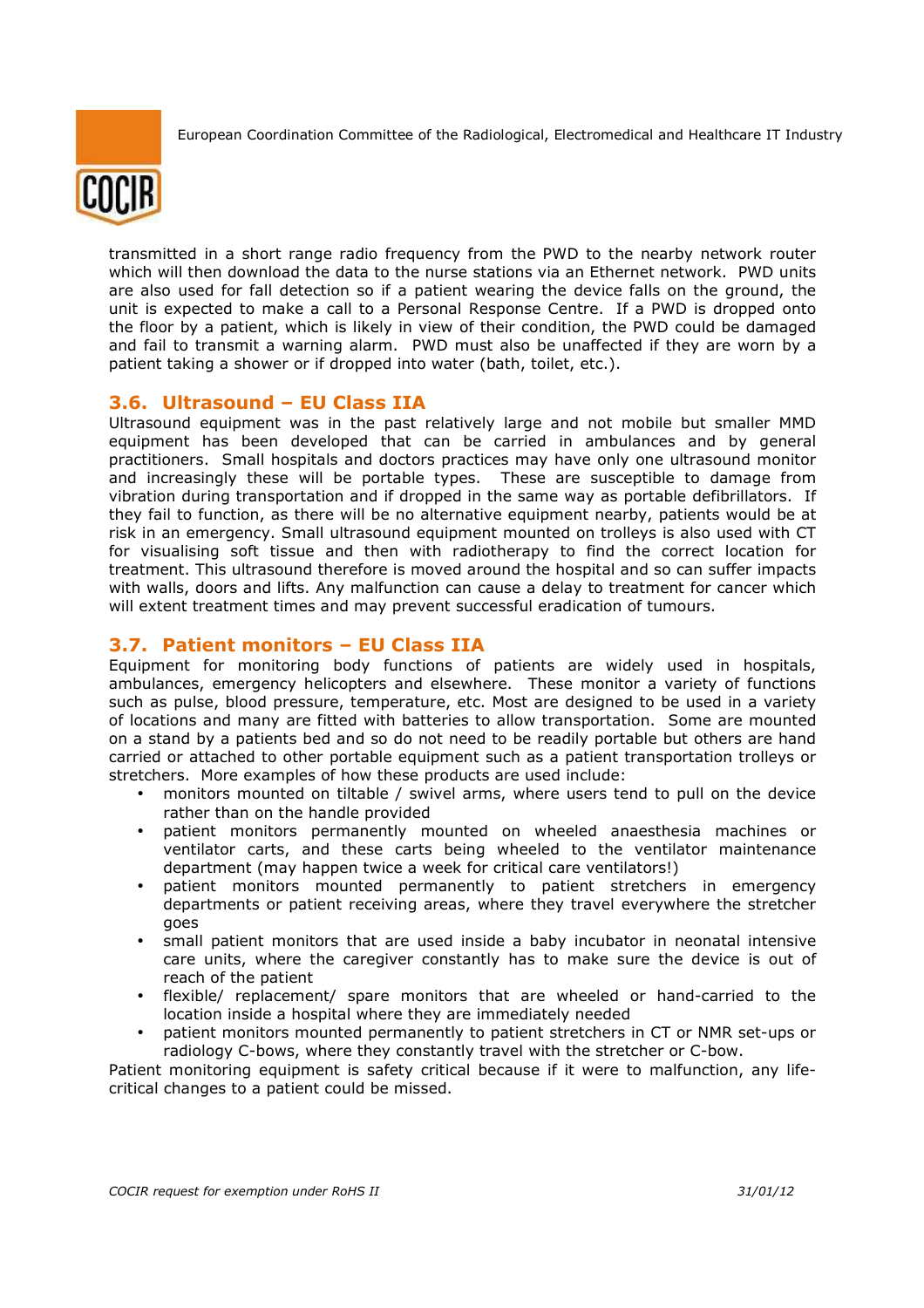transmitted in a short range radio frequency from the PWD to the nearby network router which will then download the data to the nurse stations via an Ethernet network. PWD units are also used for fall detection so if a patient wearing the device falls on the ground, the unit is expected to make a call to a Personal Response Centre. If a PWD is dropped onto the floor by a patient, which is likely in view of their condition, the PWD could be damaged and fail to transmit a warning alarm. PWD must also be unaffected if they are worn by a patient taking a shower or if dropped into water (bath, toilet, etc.).

## 3.6. Ultrasound – EU Class IIA

Ultrasound equipment was in the past relatively large and not mobile but smaller MMD equipment has been developed that can be carried in ambulances and by general practitioners. Small hospitals and doctors practices may have only one ultrasound monitor and increasingly these will be portable types. These are susceptible to damage from vibration during transportation and if dropped in the same way as portable defibrillators. If they fail to function, as there will be no alternative equipment nearby, patients would be at risk in an emergency. Small ultrasound equipment mounted on trolleys is also used with CT for visualising soft tissue and then with radiotherapy to find the correct location for treatment. This ultrasound therefore is moved around the hospital and so can suffer impacts with walls, doors and lifts. Any malfunction can cause a delay to treatment for cancer which will extent treatment times and may prevent successful eradication of tumours.

## 3.7. Patient monitors – EU Class IIA

Equipment for monitoring body functions of patients are widely used in hospitals, ambulances, emergency helicopters and elsewhere. These monitor a variety of functions such as pulse, blood pressure, temperature, etc. Most are designed to be used in a variety of locations and many are fitted with batteries to allow transportation. Some are mounted on a stand by a patients bed and so do not need to be readily portable but others are hand carried or attached to other portable equipment such as a patient transportation trolleys or stretchers. More examples of how these products are used include:

- monitors mounted on tiltable / swivel arms, where users tend to pull on the device rather than on the handle provided
- patient monitors permanently mounted on wheeled anaesthesia machines or ventilator carts, and these carts being wheeled to the ventilator maintenance department (may happen twice a week for critical care ventilators!)
- patient monitors mounted permanently to patient stretchers in emergency departments or patient receiving areas, where they travel everywhere the stretcher goes
- small patient monitors that are used inside a baby incubator in neonatal intensive care units, where the caregiver constantly has to make sure the device is out of reach of the patient
- flexible/ replacement/ spare monitors that are wheeled or hand-carried to the location inside a hospital where they are immediately needed
- patient monitors mounted permanently to patient stretchers in CT or NMR set-ups or radiology C-bows, where they constantly travel with the stretcher or C-bow.

Patient monitoring equipment is safety critical because if it were to malfunction, any life-critical changes to a patient could be missed.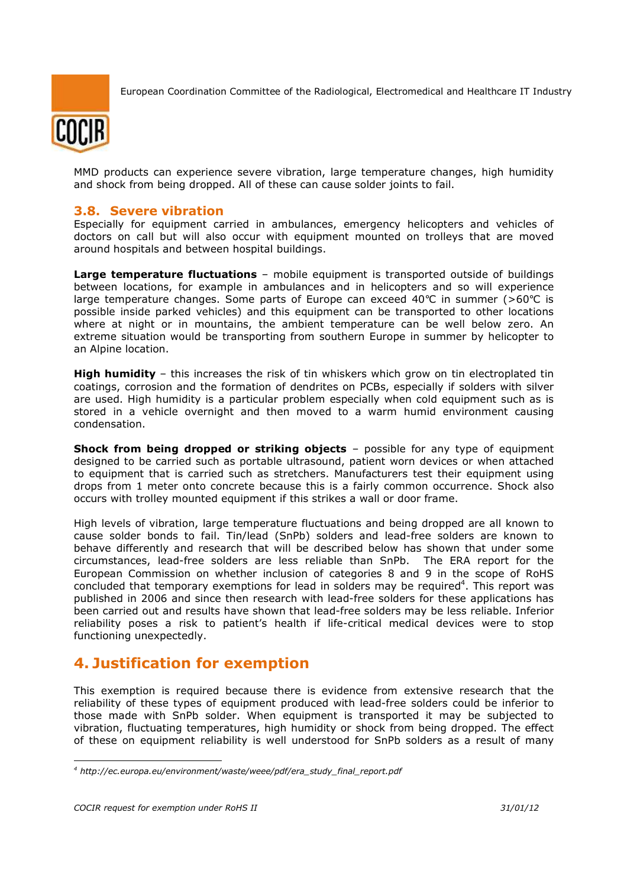MMD products can experience severe vibration, large temperature changes, high humidity and shock from being dropped. All of these can cause solder joints to fail.

### 3.8. Severe vibration

Especially for equipment carried in ambulances, emergency helicopters and vehicles of doctors on call but will also occur with equipment mounted on trolleys that are moved around hospitals and between hospital buildings.

**Large temperature fluctuations** – mobile equipment is transported outside of buildings between locations, for example in ambulances and in helicopters and so will experience large temperature changes. Some parts of Europe can exceed 40°C in summer (>60°C is possible inside parked vehicles) and this equipment can be transported to other locations where at night or in mountains, the ambient temperature can be well below zero. An extreme situation would be transporting from southern Europe in summer by helicopter to an Alpine location.

**High humidity** – this increases the risk of tin whiskers which grow on tin electroplated tin coatings, corrosion and the formation of dendrites on PCBs, especially if solders with silver are used. High humidity is a particular problem especially when cold equipment such as is stored in a vehicle overnight and then moved to a warm humid environment causing condensation.

**Shock from being dropped or striking objects** – possible for any type of equipment designed to be carried such as portable ultrasound, patient worn devices or when attached to equipment that is carried such as stretchers. Manufacturers test their equipment using drops from 1 meter onto concrete because this is a fairly common occurrence. Shock also occurs with trolley mounted equipment if this strikes a wall or door frame.

High levels of vibration, large temperature fluctuations and being dropped are all known to cause solder bonds to fail. Tin/lead (SnPb) solders and lead-free solders are known to behave differently and research that will be described below has shown that under some circumstances, lead-free solders are less reliable than SnPb. The ERA report for the European Commission on whether inclusion of categories 8 and 9 in the scope of RoHS concluded that temporary exemptions for lead in solders may be required[4]. This report was published in 2006 and since then research with lead-free solders for these applications has been carried out and results have shown that lead-free solders may be less reliable. Inferior reliability poses a risk to patient's health if life-critical medical devices were to stop functioning unexpectedly.

# 4. Justification for exemption

This exemption is required because there is evidence from extensive research that the reliability of these types of equipment produced with lead-free solders could be inferior to those made with SnPb solder. When equipment is transported it may be subjected to vibration, fluctuating temperatures, high humidity or shock from being dropped. The effect of these on equipment reliability is well understood for SnPb solders as a result of many

[4] *http://ec.europa.eu/environment/waste/weee/pdf/era_study_final_report.pdf*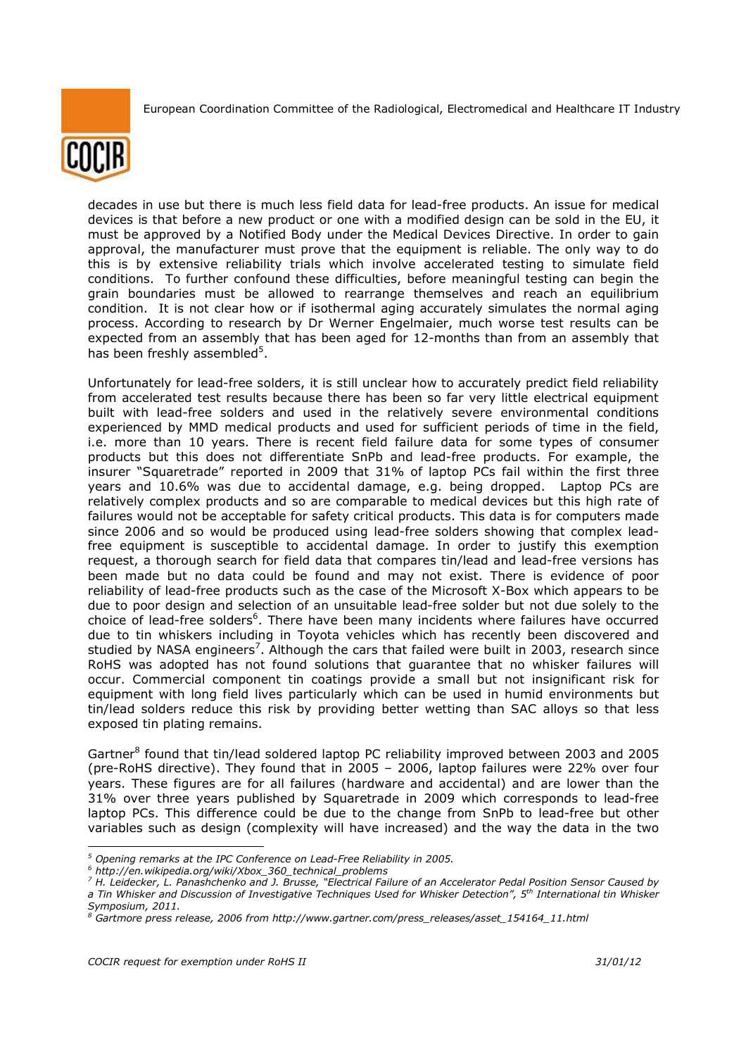decades in use but there is much less field data for lead-free products. An issue for medical devices is that before a new product or one with a modified design can be sold in the EU, it must be approved by a Notified Body under the Medical Devices Directive. In order to gain approval, the manufacturer must prove that the equipment is reliable. The only way to do this is by extensive reliability trials which involve accelerated testing to simulate field conditions. To further confound these difficulties, before meaningful testing can begin the grain boundaries must be allowed to rearrange themselves and reach an equilibrium condition. It is not clear how or if isothermal aging accurately simulates the normal aging process. According to research by Dr Werner Engelmaier, much worse test results can be expected from an assembly that has been aged for 12-months than from an assembly that has been freshly assembled[5].

Unfortunately for lead-free solders, it is still unclear how to accurately predict field reliability from accelerated test results because there has been so far very little electrical equipment built with lead-free solders and used in the relatively severe environmental conditions experienced by MMD medical products and used for sufficient periods of time in the field, i.e. more than 10 years. There is recent field failure data for some types of consumer products but this does not differentiate SnPb and lead-free products. For example, the insurer "Squaretrade" reported in 2009 that 31% of laptop PCs fail within the first three years and 10.6% was due to accidental damage, e.g. being dropped. Laptop PCs are relatively complex products and so are comparable to medical devices but this high rate of failures would not be acceptable for safety critical products. This data is for computers made since 2006 and so would be produced using lead-free solders showing that complex lead-free equipment is susceptible to accidental damage. In order to justify this exemption request, a thorough search for field data that compares tin/lead and lead-free versions has been made but no data could be found and may not exist. There is evidence of poor reliability of lead-free products such as the case of the Microsoft X-Box which appears to be due to poor design and selection of an unsuitable lead-free solder but not due solely to the choice of lead-free solders[6]. There have been many incidents where failures have occurred due to tin whiskers including in Toyota vehicles which has recently been discovered and studied by NASA engineers[7]. Although the cars that failed were built in 2003, research since RoHS was adopted has not found solutions that guarantee that no whisker failures will occur. Commercial component tin coatings provide a small but not insignificant risk for equipment with long field lives particularly which can be used in humid environments but tin/lead solders reduce this risk by providing better wetting than SAC alloys so that less exposed tin plating remains.

Gartner[8] found that tin/lead soldered laptop PC reliability improved between 2003 and 2005 (pre-RoHS directive). They found that in 2005 – 2006, laptop failures were 22% over four years. These figures are for all failures (hardware and accidental) and are lower than the 31% over three years published by Squaretrade in 2009 which corresponds to lead-free laptop PCs. This difference could be due to the change from SnPb to lead-free but other variables such as design (complexity will have increased) and the way the data in the two

---

*[5] Opening remarks at the IPC Conference on Lead-Free Reliability in 2005.*

*[6] http://en.wikipedia.org/wiki/Xbox_360_technical_problems*

*[7] H. Leidecker, L. Panashchenko and J. Brusse, "Electrical Failure of an Accelerator Pedal Position Sensor Caused by a Tin Whisker and Discussion of Investigative Techniques Used for Whisker Detection", 5th International tin Whisker Symposium, 2011.*

*[8] Gartmore press release, 2006 from http://www.gartner.com/press_releases/asset_154164_11.html*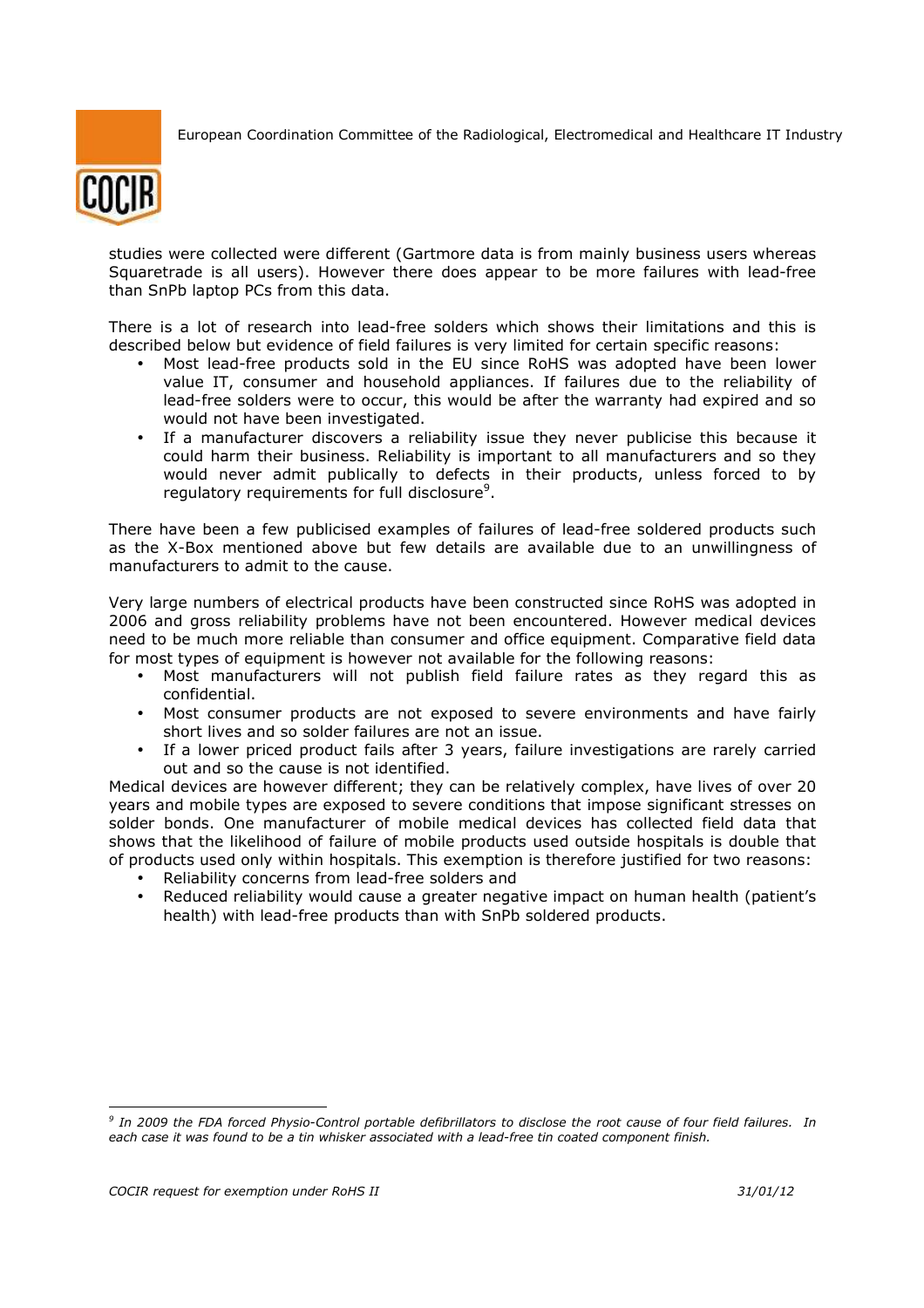studies were collected were different (Gartmore data is from mainly business users whereas Squaretrade is all users). However there does appear to be more failures with lead-free than SnPb laptop PCs from this data.

There is a lot of research into lead-free solders which shows their limitations and this is described below but evidence of field failures is very limited for certain specific reasons:

- Most lead-free products sold in the EU since RoHS was adopted have been lower value IT, consumer and household appliances. If failures due to the reliability of lead-free solders were to occur, this would be after the warranty had expired and so would not have been investigated.
- If a manufacturer discovers a reliability issue they never publicise this because it could harm their business. Reliability is important to all manufacturers and so they would never admit publically to defects in their products, unless forced to by regulatory requirements for full disclosure[9].

There have been a few publicised examples of failures of lead-free soldered products such as the X-Box mentioned above but few details are available due to an unwillingness of manufacturers to admit to the cause.

Very large numbers of electrical products have been constructed since RoHS was adopted in 2006 and gross reliability problems have not been encountered. However medical devices need to be much more reliable than consumer and office equipment. Comparative field data for most types of equipment is however not available for the following reasons:

- Most manufacturers will not publish field failure rates as they regard this as confidential.
- Most consumer products are not exposed to severe environments and have fairly short lives and so solder failures are not an issue.
- If a lower priced product fails after 3 years, failure investigations are rarely carried out and so the cause is not identified.

Medical devices are however different; they can be relatively complex, have lives of over 20 years and mobile types are exposed to severe conditions that impose significant stresses on solder bonds. One manufacturer of mobile medical devices has collected field data that shows that the likelihood of failure of mobile products used outside hospitals is double that of products used only within hospitals. This exemption is therefore justified for two reasons:

- Reliability concerns from lead-free solders and
- Reduced reliability would cause a greater negative impact on human health (patient's health) with lead-free products than with SnPb soldered products.

---

[9] *In 2009 the FDA forced Physio-Control portable defibrillators to disclose the root cause of four field failures. In each case it was found to be a tin whisker associated with a lead-free tin coated component finish.*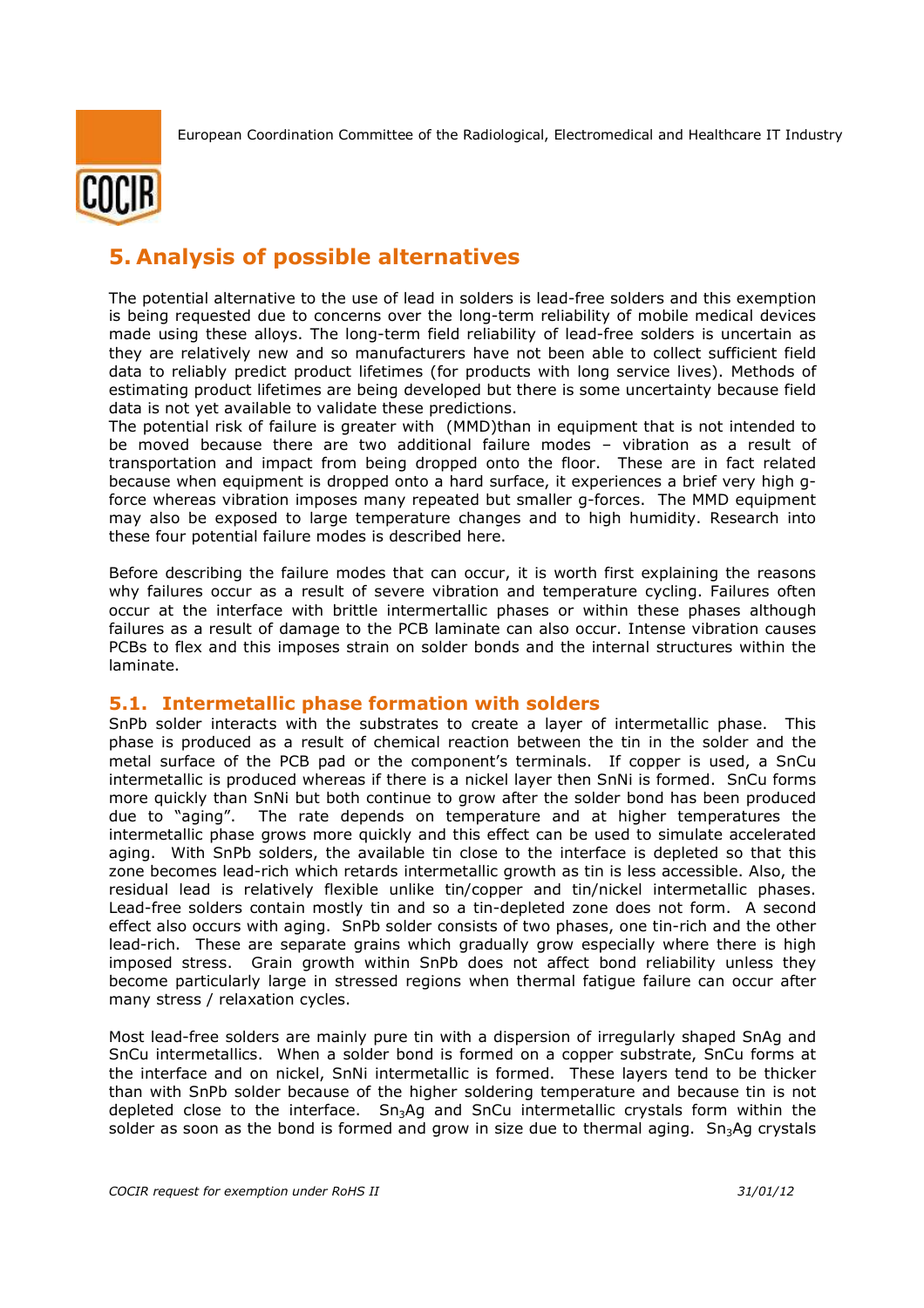## 5. Analysis of possible alternatives

The potential alternative to the use of lead in solders is lead-free solders and this exemption is being requested due to concerns over the long-term reliability of mobile medical devices made using these alloys. The long-term field reliability of lead-free solders is uncertain as they are relatively new and so manufacturers have not been able to collect sufficient field data to reliably predict product lifetimes (for products with long service lives). Methods of estimating product lifetimes are being developed but there is some uncertainty because field data is not yet available to validate these predictions.
The potential risk of failure is greater with (MMD)than in equipment that is not intended to be moved because there are two additional failure modes – vibration as a result of transportation and impact from being dropped onto the floor. These are in fact related because when equipment is dropped onto a hard surface, it experiences a brief very high g-force whereas vibration imposes many repeated but smaller g-forces. The MMD equipment may also be exposed to large temperature changes and to high humidity. Research into these four potential failure modes is described here.

Before describing the failure modes that can occur, it is worth first explaining the reasons why failures occur as a result of severe vibration and temperature cycling. Failures often occur at the interface with brittle intermertallic phases or within these phases although failures as a result of damage to the PCB laminate can also occur. Intense vibration causes PCBs to flex and this imposes strain on solder bonds and the internal structures within the laminate.

### 5.1. Intermetallic phase formation with solders

SnPb solder interacts with the substrates to create a layer of intermetallic phase. This phase is produced as a result of chemical reaction between the tin in the solder and the metal surface of the PCB pad or the component's terminals. If copper is used, a SnCu intermetallic is produced whereas if there is a nickel layer then SnNi is formed. SnCu forms more quickly than SnNi but both continue to grow after the solder bond has been produced due to "aging". The rate depends on temperature and at higher temperatures the intermetallic phase grows more quickly and this effect can be used to simulate accelerated aging. With SnPb solders, the available tin close to the interface is depleted so that this zone becomes lead-rich which retards intermetallic growth as tin is less accessible. Also, the residual lead is relatively flexible unlike tin/copper and tin/nickel intermetallic phases. Lead-free solders contain mostly tin and so a tin-depleted zone does not form. A second effect also occurs with aging. SnPb solder consists of two phases, one tin-rich and the other lead-rich. These are separate grains which gradually grow especially where there is high imposed stress. Grain growth within SnPb does not affect bond reliability unless they become particularly large in stressed regions when thermal fatigue failure can occur after many stress / relaxation cycles.

Most lead-free solders are mainly pure tin with a dispersion of irregularly shaped SnAg and SnCu intermetallics. When a solder bond is formed on a copper substrate, SnCu forms at the interface and on nickel, SnNi intermetallic is formed. These layers tend to be thicker than with SnPb solder because of the higher soldering temperature and because tin is not depleted close to the interface. $Sn_3Ag$ and SnCu intermetallic crystals form within the solder as soon as the bond is formed and grow in size due to thermal aging. $Sn_3Ag$ crystals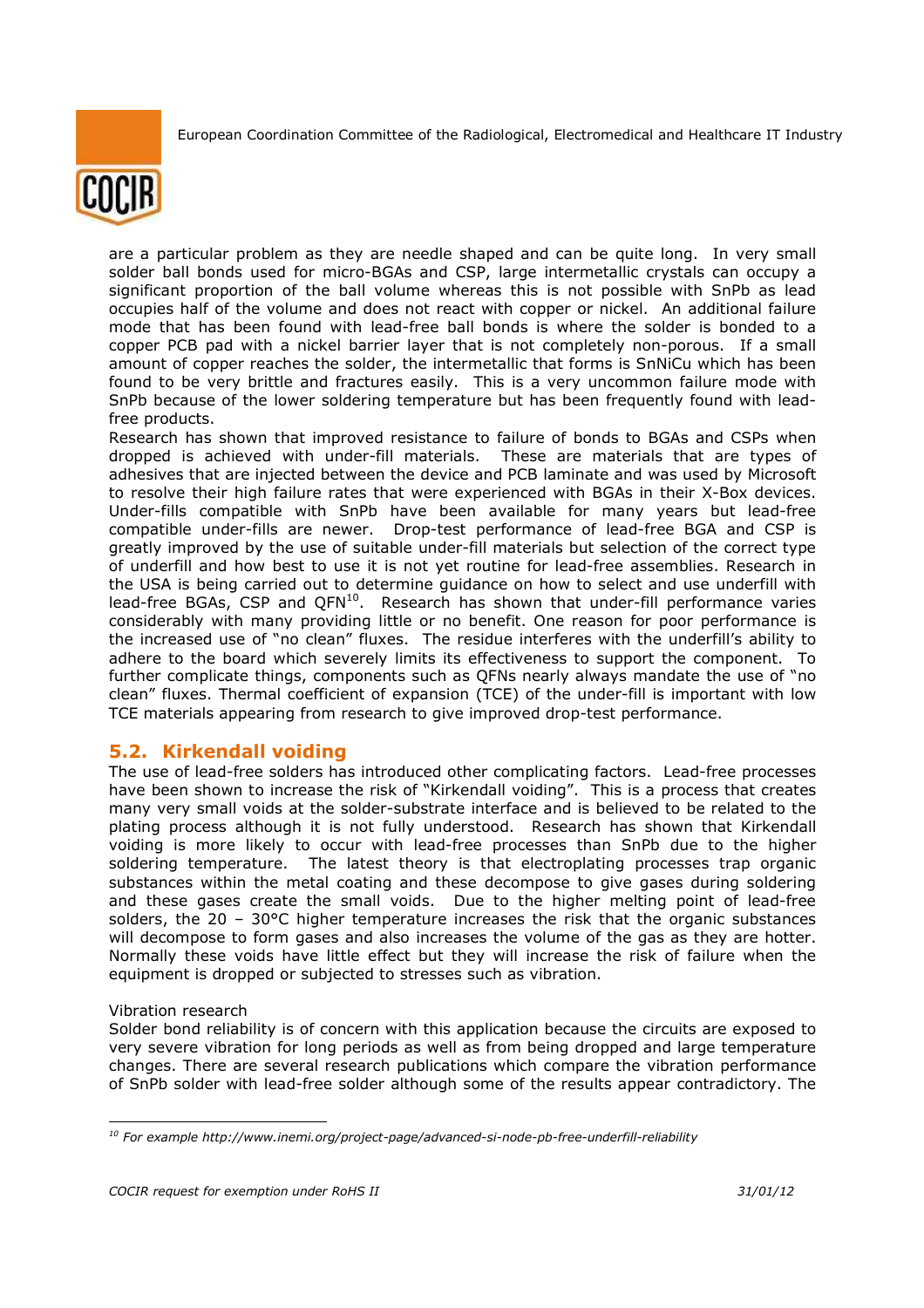are a particular problem as they are needle shaped and can be quite long. In very small solder ball bonds used for micro-BGAs and CSP, large intermetallic crystals can occupy a significant proportion of the ball volume whereas this is not possible with SnPb as lead occupies half of the volume and does not react with copper or nickel. An additional failure mode that has been found with lead-free ball bonds is where the solder is bonded to a copper PCB pad with a nickel barrier layer that is not completely non-porous. If a small amount of copper reaches the solder, the intermetallic that forms is SnNiCu which has been found to be very brittle and fractures easily. This is a very uncommon failure mode with SnPb because of the lower soldering temperature but has been frequently found with lead-free products.

Research has shown that improved resistance to failure of bonds to BGAs and CSPs when dropped is achieved with under-fill materials. These are materials that are types of adhesives that are injected between the device and PCB laminate and was used by Microsoft to resolve their high failure rates that were experienced with BGAs in their X-Box devices. Under-fills compatible with SnPb have been available for many years but lead-free compatible under-fills are newer. Drop-test performance of lead-free BGA and CSP is greatly improved by the use of suitable under-fill materials but selection of the correct type of underfill and how best to use it is not yet routine for lead-free assemblies. Research in the USA is being carried out to determine guidance on how to select and use underfill with lead-free BGAs, CSP and QFN[10]. Research has shown that under-fill performance varies considerably with many providing little or no benefit. One reason for poor performance is the increased use of "no clean" fluxes. The residue interferes with the underfill's ability to adhere to the board which severely limits its effectiveness to support the component. To further complicate things, components such as QFNs nearly always mandate the use of "no clean" fluxes. Thermal coefficient of expansion (TCE) of the under-fill is important with low TCE materials appearing from research to give improved drop-test performance.

## 5.2. Kirkendall voiding

The use of lead-free solders has introduced other complicating factors. Lead-free processes have been shown to increase the risk of "Kirkendall voiding". This is a process that creates many very small voids at the solder-substrate interface and is believed to be related to the plating process although it is not fully understood. Research has shown that Kirkendall voiding is more likely to occur with lead-free processes than SnPb due to the higher soldering temperature. The latest theory is that electroplating processes trap organic substances within the metal coating and these decompose to give gases during soldering and these gases create the small voids. Due to the higher melting point of lead-free solders, the 20 – 30°C higher temperature increases the risk that the organic substances will decompose to form gases and also increases the volume of the gas as they are hotter. Normally these voids have little effect but they will increase the risk of failure when the equipment is dropped or subjected to stresses such as vibration.

Vibration research

Solder bond reliability is of concern with this application because the circuits are exposed to very severe vibration for long periods as well as from being dropped and large temperature changes. There are several research publications which compare the vibration performance of SnPb solder with lead-free solder although some of the results appear contradictory. The

---

[10] *For example http://www.inemi.org/project-page/advanced-si-node-pb-free-underfill-reliability*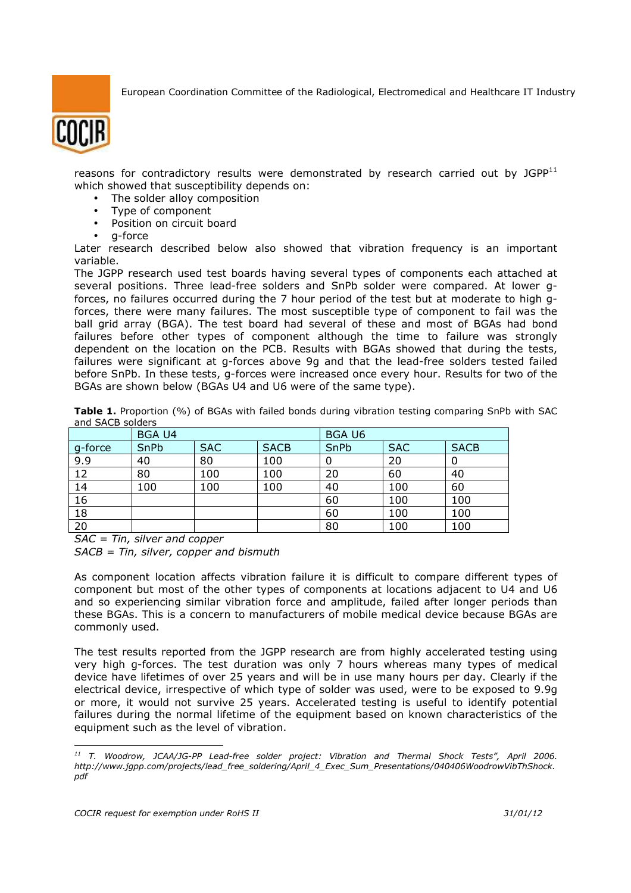reasons for contradictory results were demonstrated by research carried out by JGPP[11] which showed that susceptibility depends on:

- The solder alloy composition
- Type of component
- Position on circuit board
- g-force

Later research described below also showed that vibration frequency is an important variable.

The JGPP research used test boards having several types of components each attached at several positions. Three lead-free solders and SnPb solder were compared. At lower g-forces, no failures occurred during the 7 hour period of the test but at moderate to high g-forces, there were many failures. The most susceptible type of component to fail was the ball grid array (BGA). The test board had several of these and most of BGAs had bond failures before other types of component although the time to failure was strongly dependent on the location on the PCB. Results with BGAs showed that during the tests, failures were significant at g-forces above 9g and that the lead-free solders tested failed before SnPb. In these tests, g-forces were increased once every hour. Results for two of the BGAs are shown below (BGAs U4 and U6 were of the same type).

**Table 1.** Proportion (%) of BGAs with failed bonds during vibration testing comparing SnPb with SAC and SACB solders

| | BGA U4 | | | BGA U6 | | |
|---|---|---|---|---|---|---|
| g-force | SnPb | SAC | SACB | SnPb | SAC | SACB |
| 9.9 | 40 | 80 | 100 | 0 | 20 | 0 |
| 12 | 80 | 100 | 100 | 20 | 60 | 40 |
| 14 | 100 | 100 | 100 | 40 | 100 | 60 |
| 16 | | | | 60 | 100 | 100 |
| 18 | | | | 60 | 100 | 100 |
| 20 | | | | 80 | 100 | 100 |

*SAC = Tin, silver and copper*

*SACB = Tin, silver, copper and bismuth*

As component location affects vibration failure it is difficult to compare different types of component but most of the other types of components at locations adjacent to U4 and U6 and so experiencing similar vibration force and amplitude, failed after longer periods than these BGAs. This is a concern to manufacturers of mobile medical device because BGAs are commonly used.

The test results reported from the JGPP research are from highly accelerated testing using very high g-forces. The test duration was only 7 hours whereas many types of medical device have lifetimes of over 25 years and will be in use many hours per day. Clearly if the electrical device, irrespective of which type of solder was used, were to be exposed to 9.9g or more, it would not survive 25 years. Accelerated testing is useful to identify potential failures during the normal lifetime of the equipment based on known characteristics of the equipment such as the level of vibration.

---

[11] *T. Woodrow, JCAA/JG-PP Lead-free solder project: Vibration and Thermal Shock Tests", April 2006. http://www.jgpp.com/projects/lead_free_soldering/April_4_Exec_Sum_Presentations/040406WoodrowVibThShock.pdf*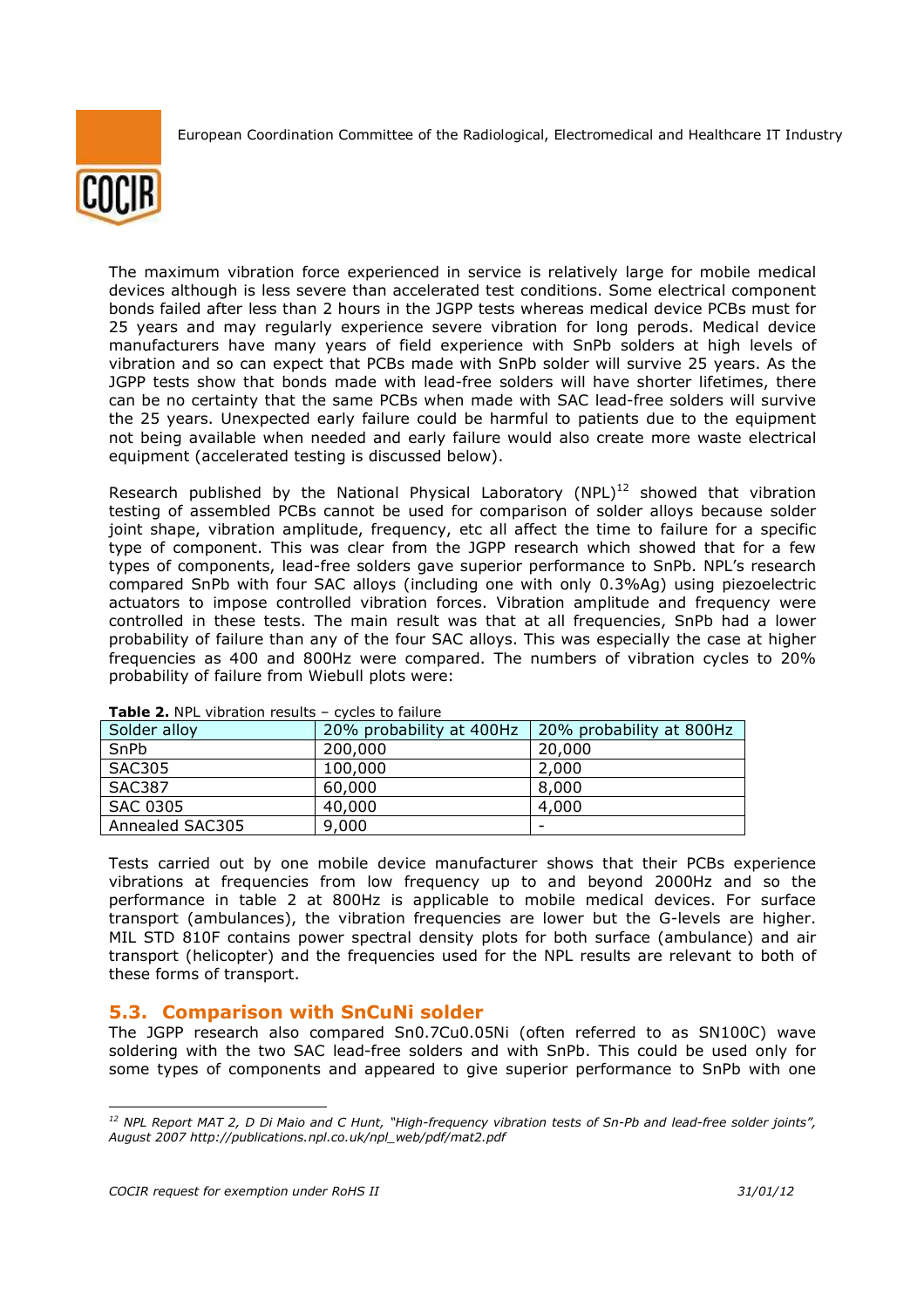The maximum vibration force experienced in service is relatively large for mobile medical devices although is less severe than accelerated test conditions. Some electrical component bonds failed after less than 2 hours in the JGPP tests whereas medical device PCBs must for 25 years and may regularly experience severe vibration for long perods. Medical device manufacturers have many years of field experience with SnPb solders at high levels of vibration and so can expect that PCBs made with SnPb solder will survive 25 years. As the JGPP tests show that bonds made with lead-free solders will have shorter lifetimes, there can be no certainty that the same PCBs when made with SAC lead-free solders will survive the 25 years. Unexpected early failure could be harmful to patients due to the equipment not being available when needed and early failure would also create more waste electrical equipment (accelerated testing is discussed below).

Research published by the National Physical Laboratory (NPL)[12] showed that vibration testing of assembled PCBs cannot be used for comparison of solder alloys because solder joint shape, vibration amplitude, frequency, etc all affect the time to failure for a specific type of component. This was clear from the JGPP research which showed that for a few types of components, lead-free solders gave superior performance to SnPb. NPL's research compared SnPb with four SAC alloys (including one with only 0.3%Ag) using piezoelectric actuators to impose controlled vibration forces. Vibration amplitude and frequency were controlled in these tests. The main result was that at all frequencies, SnPb had a lower probability of failure than any of the four SAC alloys. This was especially the case at higher frequencies as 400 and 800Hz were compared. The numbers of vibration cycles to 20% probability of failure from Wiebull plots were:

**Table 2.** NPL vibration results – cycles to failure

| Solder alloy | 20% probability at 400Hz | 20% probability at 800Hz |
|---|---|---|
| SnPb | 200,000 | 20,000 |
| SAC305 | 100,000 | 2,000 |
| SAC387 | 60,000 | 8,000 |
| SAC 0305 | 40,000 | 4,000 |
| Annealed SAC305 | 9,000 | - |

Tests carried out by one mobile device manufacturer shows that their PCBs experience vibrations at frequencies from low frequency up to and beyond 2000Hz and so the performance in table 2 at 800Hz is applicable to mobile medical devices. For surface transport (ambulances), the vibration frequencies are lower but the G-levels are higher. MIL STD 810F contains power spectral density plots for both surface (ambulance) and air transport (helicopter) and the frequencies used for the NPL results are relevant to both of these forms of transport.

## 5.3. Comparison with SnCuNi solder

The JGPP research also compared Sn0.7Cu0.05Ni (often referred to as SN100C) wave soldering with the two SAC lead-free solders and with SnPb. This could be used only for some types of components and appeared to give superior performance to SnPb with one

---

[12] *NPL Report MAT 2, D Di Maio and C Hunt, "High-frequency vibration tests of Sn-Pb and lead-free solder joints", August 2007 http://publications.npl.co.uk/npl_web/pdf/mat2.pdf*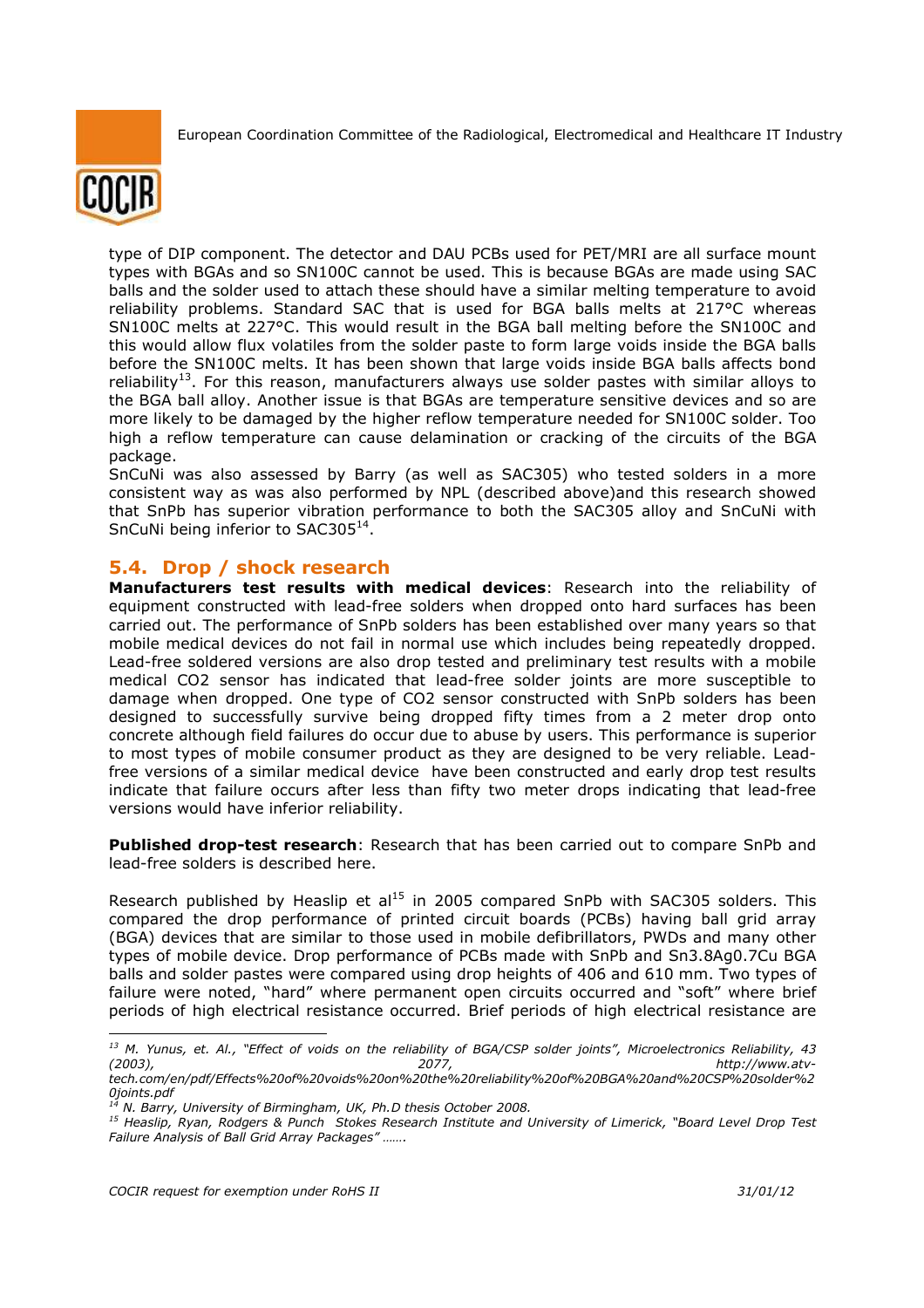type of DIP component. The detector and DAU PCBs used for PET/MRI are all surface mount types with BGAs and so SN100C cannot be used. This is because BGAs are made using SAC balls and the solder used to attach these should have a similar melting temperature to avoid reliability problems. Standard SAC that is used for BGA balls melts at 217°C whereas SN100C melts at 227°C. This would result in the BGA ball melting before the SN100C and this would allow flux volatiles from the solder paste to form large voids inside the BGA balls before the SN100C melts. It has been shown that large voids inside BGA balls affects bond reliability[13]. For this reason, manufacturers always use solder pastes with similar alloys to the BGA ball alloy. Another issue is that BGAs are temperature sensitive devices and so are more likely to be damaged by the higher reflow temperature needed for SN100C solder. Too high a reflow temperature can cause delamination or cracking of the circuits of the BGA package.
SnCuNi was also assessed by Barry (as well as SAC305) who tested solders in a more consistent way as was also performed by NPL (described above)and this research showed that SnPb has superior vibration performance to both the SAC305 alloy and SnCuNi with SnCuNi being inferior to SAC305[14].

## 5.4. Drop / shock research

**Manufacturers test results with medical devices**: Research into the reliability of equipment constructed with lead-free solders when dropped onto hard surfaces has been carried out. The performance of SnPb solders has been established over many years so that mobile medical devices do not fail in normal use which includes being repeatedly dropped. Lead-free soldered versions are also drop tested and preliminary test results with a mobile medical CO2 sensor has indicated that lead-free solder joints are more susceptible to damage when dropped. One type of CO2 sensor constructed with SnPb solders has been designed to successfully survive being dropped fifty times from a 2 meter drop onto concrete although field failures do occur due to abuse by users. This performance is superior to most types of mobile consumer product as they are designed to be very reliable. Lead-free versions of a similar medical device have been constructed and early drop test results indicate that failure occurs after less than fifty two meter drops indicating that lead-free versions would have inferior reliability.

**Published drop-test research**: Research that has been carried out to compare SnPb and lead-free solders is described here.

Research published by Heaslip et al[15] in 2005 compared SnPb with SAC305 solders. This compared the drop performance of printed circuit boards (PCBs) having ball grid array (BGA) devices that are similar to those used in mobile defibrillators, PWDs and many other types of mobile device. Drop performance of PCBs made with SnPb and Sn3.8Ag0.7Cu BGA balls and solder pastes were compared using drop heights of 406 and 610 mm. Two types of failure were noted, "hard" where permanent open circuits occurred and "soft" where brief periods of high electrical resistance occurred. Brief periods of high electrical resistance are

---

[13] *M. Yunus, et. Al., "Effect of voids on the reliability of BGA/CSP solder joints", Microelectronics Reliability, 43 (2003), 2077, http://www.atv-tech.com/en/pdf/Effects%20of%20voids%20on%20the%20reliability%20of%20BGA%20and%20CSP%20solder%20joints.pdf*

[14] *N. Barry, University of Birmingham, UK, Ph.D thesis October 2008.*

[15] *Heaslip, Ryan, Rodgers & Punch Stokes Research Institute and University of Limerick, "Board Level Drop Test Failure Analysis of Ball Grid Array Packages" …….*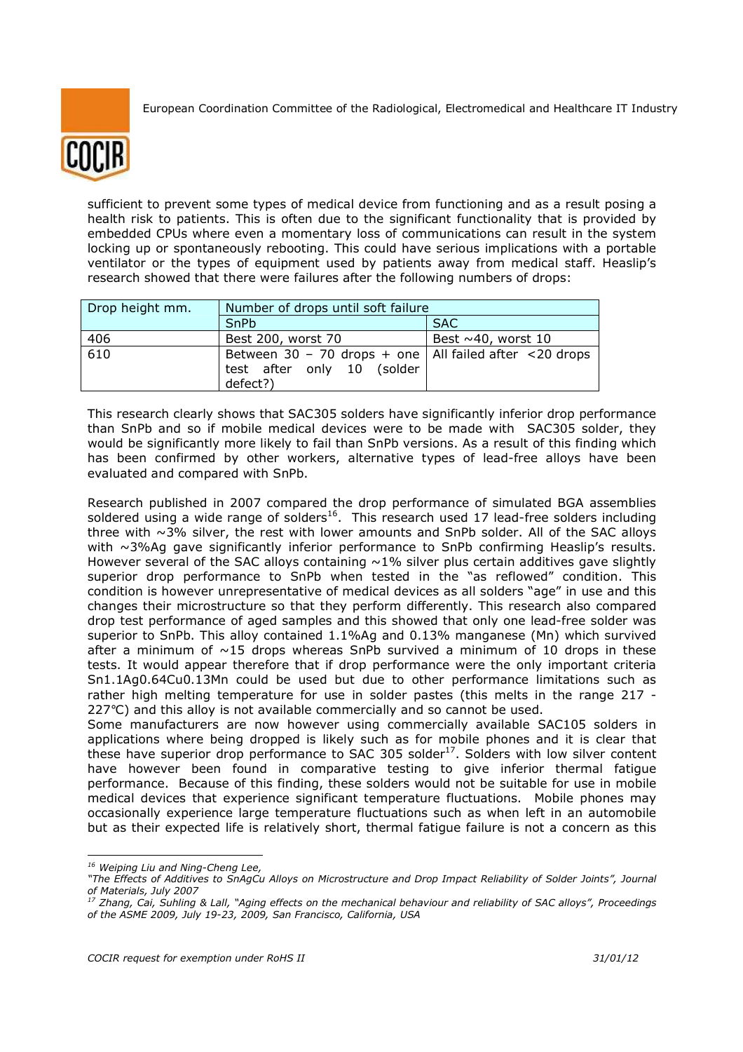sufficient to prevent some types of medical device from functioning and as a result posing a health risk to patients. This is often due to the significant functionality that is provided by embedded CPUs where even a momentary loss of communications can result in the system locking up or spontaneously rebooting. This could have serious implications with a portable ventilator or the types of equipment used by patients away from medical staff. Heaslip's research showed that there were failures after the following numbers of drops:

| Drop height mm. | Number of drops until soft failure | |
|---|---|---|
| | SnPb | SAC |
| 406 | Best 200, worst 70 | Best ~40, worst 10 |
| 610 | Between 30 – 70 drops + one test after only 10 (solder defect?) | All failed after <20 drops |

This research clearly shows that SAC305 solders have significantly inferior drop performance than SnPb and so if mobile medical devices were to be made with SAC305 solder, they would be significantly more likely to fail than SnPb versions. As a result of this finding which has been confirmed by other workers, alternative types of lead-free alloys have been evaluated and compared with SnPb.

Research published in 2007 compared the drop performance of simulated BGA assemblies soldered using a wide range of solders[16]. This research used 17 lead-free solders including three with ~3% silver, the rest with lower amounts and SnPb solder. All of the SAC alloys with ~3%Ag gave significantly inferior performance to SnPb confirming Heaslip's results. However several of the SAC alloys containing ~1% silver plus certain additives gave slightly superior drop performance to SnPb when tested in the "as reflowed" condition. This condition is however unrepresentative of medical devices as all solders "age" in use and this changes their microstructure so that they perform differently. This research also compared drop test performance of aged samples and this showed that only one lead-free solder was superior to SnPb. This alloy contained 1.1%Ag and 0.13% manganese (Mn) which survived after a minimum of ~15 drops whereas SnPb survived a minimum of 10 drops in these tests. It would appear therefore that if drop performance were the only important criteria Sn1.1Ag0.64Cu0.13Mn could be used but due to other performance limitations such as rather high melting temperature for use in solder pastes (this melts in the range 217 - 227°C) and this alloy is not available commercially and so cannot be used.
Some manufacturers are now however using commercially available SAC105 solders in applications where being dropped is likely such as for mobile phones and it is clear that these have superior drop performance to SAC 305 solder[17]. Solders with low silver content have however been found in comparative testing to give inferior thermal fatigue performance. Because of this finding, these solders would not be suitable for use in mobile medical devices that experience significant temperature fluctuations. Mobile phones may occasionally experience large temperature fluctuations such as when left in an automobile but as their expected life is relatively short, thermal fatigue failure is not a concern as this

---

[16] *Weiping Liu and Ning-Cheng Lee, "The Effects of Additives to SnAgCu Alloys on Microstructure and Drop Impact Reliability of Solder Joints", Journal of Materials, July 2007*

[17] *Zhang, Cai, Suhling & Lall, "Aging effects on the mechanical behaviour and reliability of SAC alloys", Proceedings of the ASME 2009, July 19-23, 2009, San Francisco, California, USA*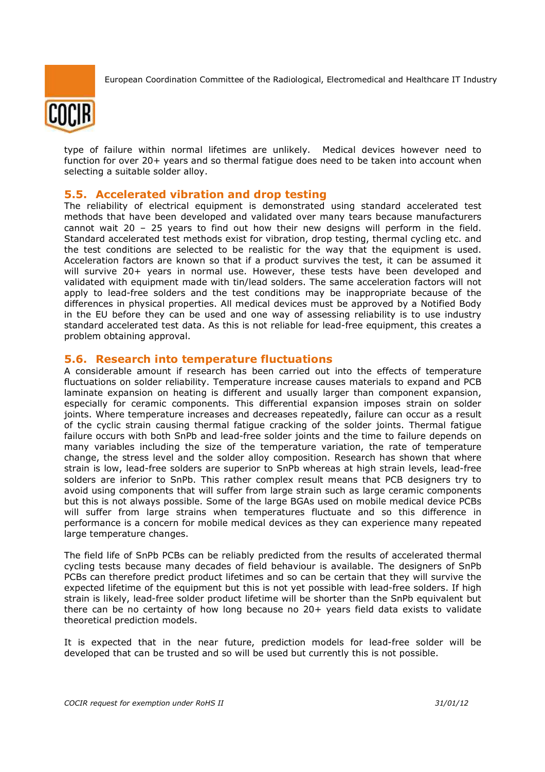type of failure within normal lifetimes are unlikely. Medical devices however need to function for over 20+ years and so thermal fatigue does need to be taken into account when selecting a suitable solder alloy.

## 5.5. Accelerated vibration and drop testing

The reliability of electrical equipment is demonstrated using standard accelerated test methods that have been developed and validated over many tears because manufacturers cannot wait 20 – 25 years to find out how their new designs will perform in the field. Standard accelerated test methods exist for vibration, drop testing, thermal cycling etc. and the test conditions are selected to be realistic for the way that the equipment is used. Acceleration factors are known so that if a product survives the test, it can be assumed it will survive 20+ years in normal use. However, these tests have been developed and validated with equipment made with tin/lead solders. The same acceleration factors will not apply to lead-free solders and the test conditions may be inappropriate because of the differences in physical properties. All medical devices must be approved by a Notified Body in the EU before they can be used and one way of assessing reliability is to use industry standard accelerated test data. As this is not reliable for lead-free equipment, this creates a problem obtaining approval.

## 5.6. Research into temperature fluctuations

A considerable amount if research has been carried out into the effects of temperature fluctuations on solder reliability. Temperature increase causes materials to expand and PCB laminate expansion on heating is different and usually larger than component expansion, especially for ceramic components. This differential expansion imposes strain on solder joints. Where temperature increases and decreases repeatedly, failure can occur as a result of the cyclic strain causing thermal fatigue cracking of the solder joints. Thermal fatigue failure occurs with both SnPb and lead-free solder joints and the time to failure depends on many variables including the size of the temperature variation, the rate of temperature change, the stress level and the solder alloy composition. Research has shown that where strain is low, lead-free solders are superior to SnPb whereas at high strain levels, lead-free solders are inferior to SnPb. This rather complex result means that PCB designers try to avoid using components that will suffer from large strain such as large ceramic components but this is not always possible. Some of the large BGAs used on mobile medical device PCBs will suffer from large strains when temperatures fluctuate and so this difference in performance is a concern for mobile medical devices as they can experience many repeated large temperature changes.

The field life of SnPb PCBs can be reliably predicted from the results of accelerated thermal cycling tests because many decades of field behaviour is available. The designers of SnPb PCBs can therefore predict product lifetimes and so can be certain that they will survive the expected lifetime of the equipment but this is not yet possible with lead-free solders. If high strain is likely, lead-free solder product lifetime will be shorter than the SnPb equivalent but there can be no certainty of how long because no 20+ years field data exists to validate theoretical prediction models.

It is expected that in the near future, prediction models for lead-free solder will be developed that can be trusted and so will be used but currently this is not possible.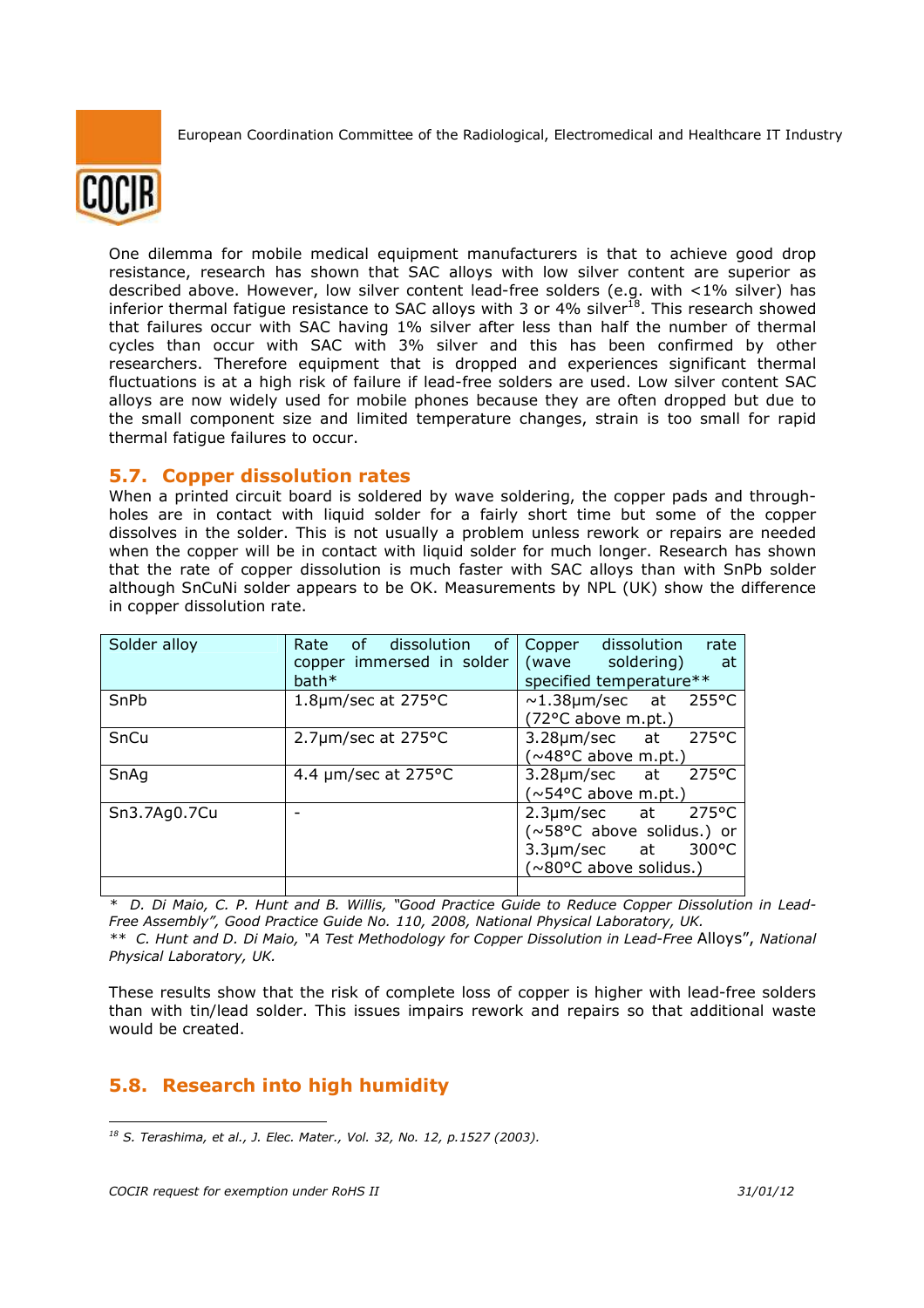One dilemma for mobile medical equipment manufacturers is that to achieve good drop resistance, research has shown that SAC alloys with low silver content are superior as described above. However, low silver content lead-free solders (e.g. with <1% silver) has inferior thermal fatigue resistance to SAC alloys with 3 or 4% silver[18]. This research showed that failures occur with SAC having 1% silver after less than half the number of thermal cycles than occur with SAC with 3% silver and this has been confirmed by other researchers. Therefore equipment that is dropped and experiences significant thermal fluctuations is at a high risk of failure if lead-free solders are used. Low silver content SAC alloys are now widely used for mobile phones because they are often dropped but due to the small component size and limited temperature changes, strain is too small for rapid thermal fatigue failures to occur.

## 5.7. Copper dissolution rates

When a printed circuit board is soldered by wave soldering, the copper pads and through-holes are in contact with liquid solder for a fairly short time but some of the copper dissolves in the solder. This is not usually a problem unless rework or repairs are needed when the copper will be in contact with liquid solder for much longer. Research has shown that the rate of copper dissolution is much faster with SAC alloys than with SnPb solder although SnCuNi solder appears to be OK. Measurements by NPL (UK) show the difference in copper dissolution rate.

| Solder alloy | Rate of dissolution of copper immersed in solder bath* | Copper dissolution rate (wave soldering) at specified temperature** |
|---|---|---|
| SnPb | 1.8µm/sec at 275°C | ~1.38µm/sec at 255°C (72°C above m.pt.) |
| SnCu | 2.7µm/sec at 275°C | 3.28µm/sec at 275°C (~48°C above m.pt.) |
| SnAg | 4.4 µm/sec at 275°C | 3.28µm/sec at 275°C (~54°C above m.pt.) |
| Sn3.7Ag0.7Cu | - | 2.3µm/sec at 275°C (~58°C above solidus.) or 3.3µm/sec at 300°C (~80°C above solidus.) |
| | | |

\* *D. Di Maio, C. P. Hunt and B. Willis, "Good Practice Guide to Reduce Copper Dissolution in Lead-Free Assembly", Good Practice Guide No. 110, 2008, National Physical Laboratory, UK.*
\*\* *C. Hunt and D. Di Maio, "A Test Methodology for Copper Dissolution in Lead-Free* Alloys", *National Physical Laboratory, UK.*

These results show that the risk of complete loss of copper is higher with lead-free solders than with tin/lead solder. This issues impairs rework and repairs so that additional waste would be created.

## 5.8. Research into high humidity

[18] *S. Terashima, et al., J. Elec. Mater., Vol. 32, No. 12, p.1527 (2003).*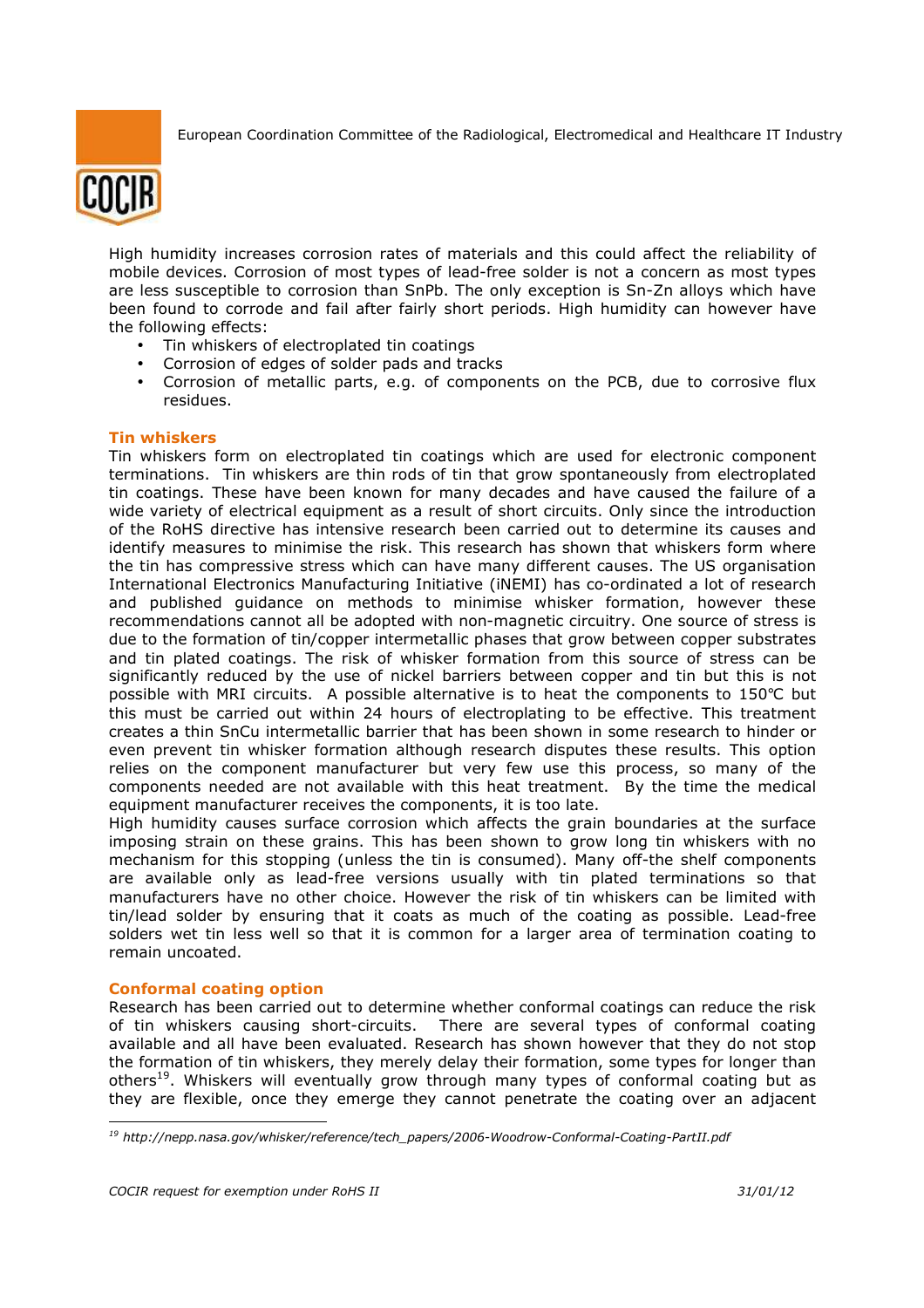High humidity increases corrosion rates of materials and this could affect the reliability of mobile devices. Corrosion of most types of lead-free solder is not a concern as most types are less susceptible to corrosion than SnPb. The only exception is Sn-Zn alloys which have been found to corrode and fail after fairly short periods. High humidity can however have the following effects:

- Tin whiskers of electroplated tin coatings
- Corrosion of edges of solder pads and tracks
- Corrosion of metallic parts, e.g. of components on the PCB, due to corrosive flux residues.

**Tin whiskers**

Tin whiskers form on electroplated tin coatings which are used for electronic component terminations. Tin whiskers are thin rods of tin that grow spontaneously from electroplated tin coatings. These have been known for many decades and have caused the failure of a wide variety of electrical equipment as a result of short circuits. Only since the introduction of the RoHS directive has intensive research been carried out to determine its causes and identify measures to minimise the risk. This research has shown that whiskers form where the tin has compressive stress which can have many different causes. The US organisation International Electronics Manufacturing Initiative (iNEMI) has co-ordinated a lot of research and published guidance on methods to minimise whisker formation, however these recommendations cannot all be adopted with non-magnetic circuitry. One source of stress is due to the formation of tin/copper intermetallic phases that grow between copper substrates and tin plated coatings. The risk of whisker formation from this source of stress can be significantly reduced by the use of nickel barriers between copper and tin but this is not possible with MRI circuits. A possible alternative is to heat the components to 150°C but this must be carried out within 24 hours of electroplating to be effective. This treatment creates a thin SnCu intermetallic barrier that has been shown in some research to hinder or even prevent tin whisker formation although research disputes these results. This option relies on the component manufacturer but very few use this process, so many of the components needed are not available with this heat treatment. By the time the medical equipment manufacturer receives the components, it is too late.

High humidity causes surface corrosion which affects the grain boundaries at the surface imposing strain on these grains. This has been shown to grow long tin whiskers with no mechanism for this stopping (unless the tin is consumed). Many off-the shelf components are available only as lead-free versions usually with tin plated terminations so that manufacturers have no other choice. However the risk of tin whiskers can be limited with tin/lead solder by ensuring that it coats as much of the coating as possible. Lead-free solders wet tin less well so that it is common for a larger area of termination coating to remain uncoated.

**Conformal coating option**

Research has been carried out to determine whether conformal coatings can reduce the risk of tin whiskers causing short-circuits. There are several types of conformal coating available and all have been evaluated. Research has shown however that they do not stop the formation of tin whiskers, they merely delay their formation, some types for longer than others[19]. Whiskers will eventually grow through many types of conformal coating but as they are flexible, once they emerge they cannot penetrate the coating over an adjacent

[19] http://nepp.nasa.gov/whisker/reference/tech_papers/2006-Woodrow-Conformal-Coating-PartII.pdf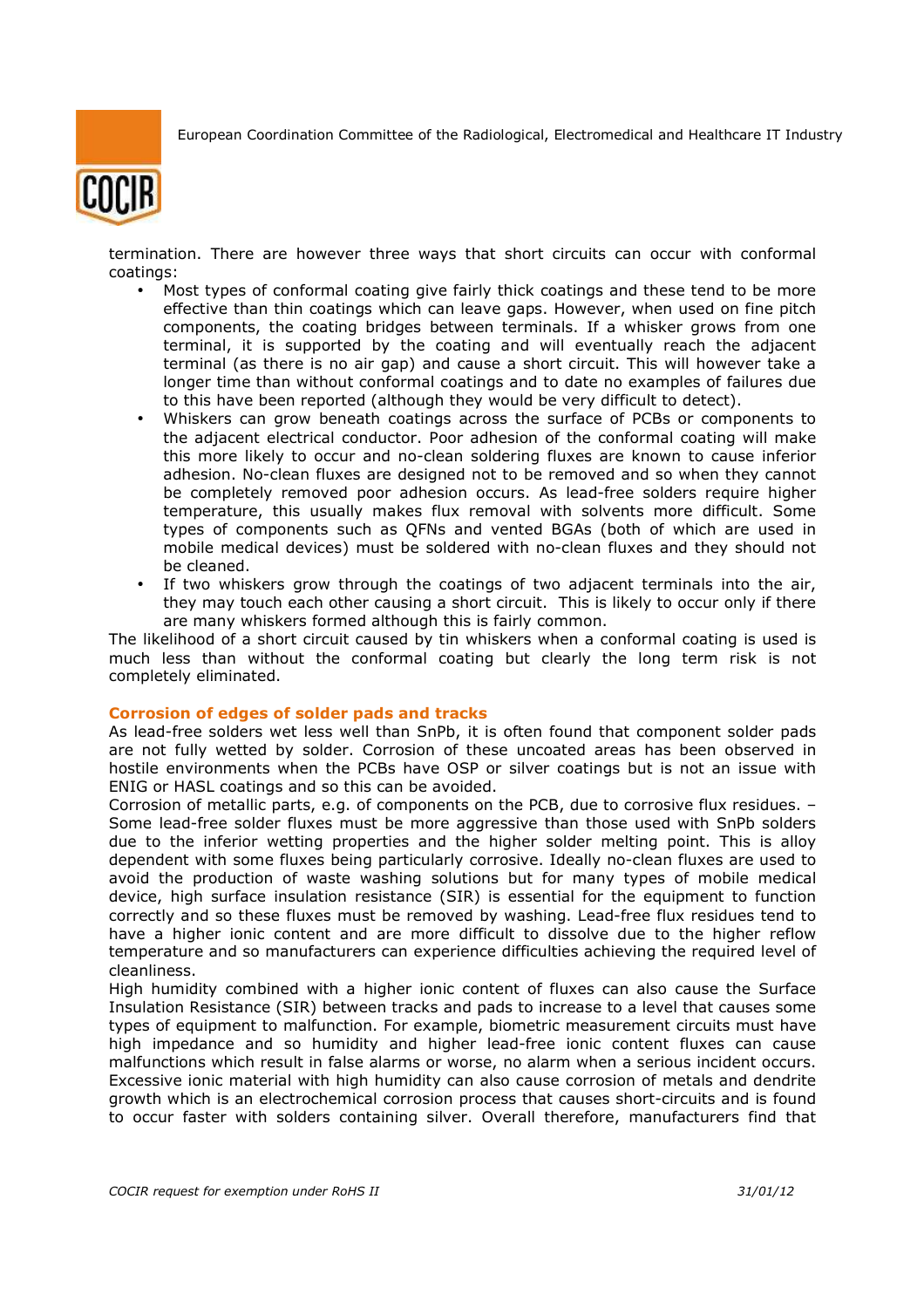termination. There are however three ways that short circuits can occur with conformal coatings:

- Most types of conformal coating give fairly thick coatings and these tend to be more effective than thin coatings which can leave gaps. However, when used on fine pitch components, the coating bridges between terminals. If a whisker grows from one terminal, it is supported by the coating and will eventually reach the adjacent terminal (as there is no air gap) and cause a short circuit. This will however take a longer time than without conformal coatings and to date no examples of failures due to this have been reported (although they would be very difficult to detect).
- Whiskers can grow beneath coatings across the surface of PCBs or components to the adjacent electrical conductor. Poor adhesion of the conformal coating will make this more likely to occur and no-clean soldering fluxes are known to cause inferior adhesion. No-clean fluxes are designed not to be removed and so when they cannot be completely removed poor adhesion occurs. As lead-free solders require higher temperature, this usually makes flux removal with solvents more difficult. Some types of components such as QFNs and vented BGAs (both of which are used in mobile medical devices) must be soldered with no-clean fluxes and they should not be cleaned.
- If two whiskers grow through the coatings of two adjacent terminals into the air, they may touch each other causing a short circuit. This is likely to occur only if there are many whiskers formed although this is fairly common.

The likelihood of a short circuit caused by tin whiskers when a conformal coating is used is much less than without the conformal coating but clearly the long term risk is not completely eliminated.

### Corrosion of edges of solder pads and tracks

As lead-free solders wet less well than SnPb, it is often found that component solder pads are not fully wetted by solder. Corrosion of these uncoated areas has been observed in hostile environments when the PCBs have OSP or silver coatings but is not an issue with ENIG or HASL coatings and so this can be avoided.

Corrosion of metallic parts, e.g. of components on the PCB, due to corrosive flux residues. – Some lead-free solder fluxes must be more aggressive than those used with SnPb solders due to the inferior wetting properties and the higher solder melting point. This is alloy dependent with some fluxes being particularly corrosive. Ideally no-clean fluxes are used to avoid the production of waste washing solutions but for many types of mobile medical device, high surface insulation resistance (SIR) is essential for the equipment to function correctly and so these fluxes must be removed by washing. Lead-free flux residues tend to have a higher ionic content and are more difficult to dissolve due to the higher reflow temperature and so manufacturers can experience difficulties achieving the required level of cleanliness.

High humidity combined with a higher ionic content of fluxes can also cause the Surface Insulation Resistance (SIR) between tracks and pads to increase to a level that causes some types of equipment to malfunction. For example, biometric measurement circuits must have high impedance and so humidity and higher lead-free ionic content fluxes can cause malfunctions which result in false alarms or worse, no alarm when a serious incident occurs. Excessive ionic material with high humidity can also cause corrosion of metals and dendrite growth which is an electrochemical corrosion process that causes short-circuits and is found to occur faster with solders containing silver. Overall therefore, manufacturers find that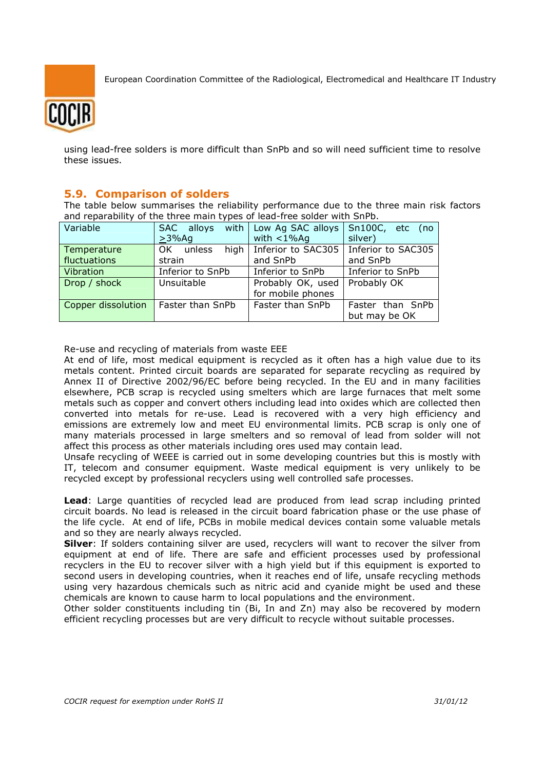using lead-free solders is more difficult than SnPb and so will need sufficient time to resolve these issues.

## 5.9. Comparison of solders

The table below summarises the reliability performance due to the three main risk factors and reparability of the three main types of lead-free solder with SnPb.

| Variable | SAC alloys with ≥3%Ag | Low Ag SAC alloys with <1%Ag | Sn100C, etc (no silver) |
|---|---|---|---|
| Temperature fluctuations | OK unless high strain | Inferior to SAC305 and SnPb | Inferior to SAC305 and SnPb |
| Vibration | Inferior to SnPb | Inferior to SnPb | Inferior to SnPb |
| Drop / shock | Unsuitable | Probably OK, used for mobile phones | Probably OK |
| Copper dissolution | Faster than SnPb | Faster than SnPb | Faster than SnPb but may be OK |

Re-use and recycling of materials from waste EEE

At end of life, most medical equipment is recycled as it often has a high value due to its metals content. Printed circuit boards are separated for separate recycling as required by Annex II of Directive 2002/96/EC before being recycled. In the EU and in many facilities elsewhere, PCB scrap is recycled using smelters which are large furnaces that melt some metals such as copper and convert others including lead into oxides which are collected then converted into metals for re-use. Lead is recovered with a very high efficiency and emissions are extremely low and meet EU environmental limits. PCB scrap is only one of many materials processed in large smelters and so removal of lead from solder will not affect this process as other materials including ores used may contain lead.

Unsafe recycling of WEEE is carried out in some developing countries but this is mostly with IT, telecom and consumer equipment. Waste medical equipment is very unlikely to be recycled except by professional recyclers using well controlled safe processes.

**Lead**: Large quantities of recycled lead are produced from lead scrap including printed circuit boards. No lead is released in the circuit board fabrication phase or the use phase of the life cycle. At end of life, PCBs in mobile medical devices contain some valuable metals and so they are nearly always recycled.

**Silver**: If solders containing silver are used, recyclers will want to recover the silver from equipment at end of life. There are safe and efficient processes used by professional recyclers in the EU to recover silver with a high yield but if this equipment is exported to second users in developing countries, when it reaches end of life, unsafe recycling methods using very hazardous chemicals such as nitric acid and cyanide might be used and these chemicals are known to cause harm to local populations and the environment.

Other solder constituents including tin (Bi, In and Zn) may also be recovered by modern efficient recycling processes but are very difficult to recycle without suitable processes.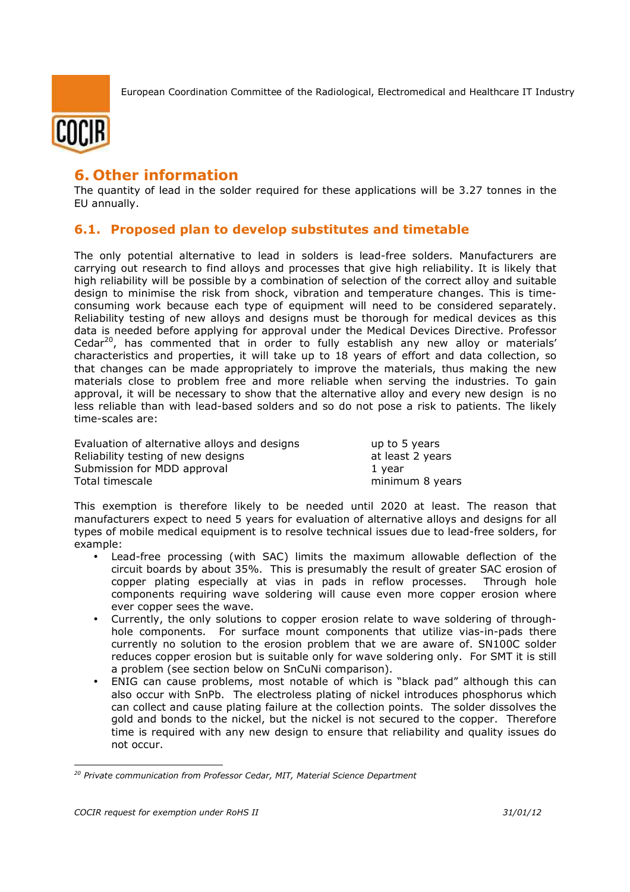# 6. Other information

The quantity of lead in the solder required for these applications will be 3.27 tonnes in the EU annually.

## 6.1. Proposed plan to develop substitutes and timetable

The only potential alternative to lead in solders is lead-free solders. Manufacturers are carrying out research to find alloys and processes that give high reliability. It is likely that high reliability will be possible by a combination of selection of the correct alloy and suitable design to minimise the risk from shock, vibration and temperature changes. This is time-consuming work because each type of equipment will need to be considered separately. Reliability testing of new alloys and designs must be thorough for medical devices as this data is needed before applying for approval under the Medical Devices Directive. Professor Cedar[20], has commented that in order to fully establish any new alloy or materials' characteristics and properties, it will take up to 18 years of effort and data collection, so that changes can be made appropriately to improve the materials, thus making the new materials close to problem free and more reliable when serving the industries. To gain approval, it will be necessary to show that the alternative alloy and every new design is no less reliable than with lead-based solders and so do not pose a risk to patients. The likely time-scales are:

| | |
|---|---|
| Evaluation of alternative alloys and designs | up to 5 years |
| Reliability testing of new designs | at least 2 years |
| Submission for MDD approval | 1 year |
| Total timescale | minimum 8 years |

This exemption is therefore likely to be needed until 2020 at least. The reason that manufacturers expect to need 5 years for evaluation of alternative alloys and designs for all types of mobile medical equipment is to resolve technical issues due to lead-free solders, for example:

- Lead-free processing (with SAC) limits the maximum allowable deflection of the circuit boards by about 35%. This is presumably the result of greater SAC erosion of copper plating especially at vias in pads in reflow processes. Through hole components requiring wave soldering will cause even more copper erosion where ever copper sees the wave.
- Currently, the only solutions to copper erosion relate to wave soldering of through-hole components. For surface mount components that utilize vias-in-pads there currently no solution to the erosion problem that we are aware of. SN100C solder reduces copper erosion but is suitable only for wave soldering only. For SMT it is still a problem (see section below on SnCuNi comparison).
- ENIG can cause problems, most notable of which is "black pad" although this can also occur with SnPb. The electroless plating of nickel introduces phosphorus which can collect and cause plating failure at the collection points. The solder dissolves the gold and bonds to the nickel, but the nickel is not secured to the copper. Therefore time is required with any new design to ensure that reliability and quality issues do not occur.

---

[20] *Private communication from Professor Cedar, MIT, Material Science Department*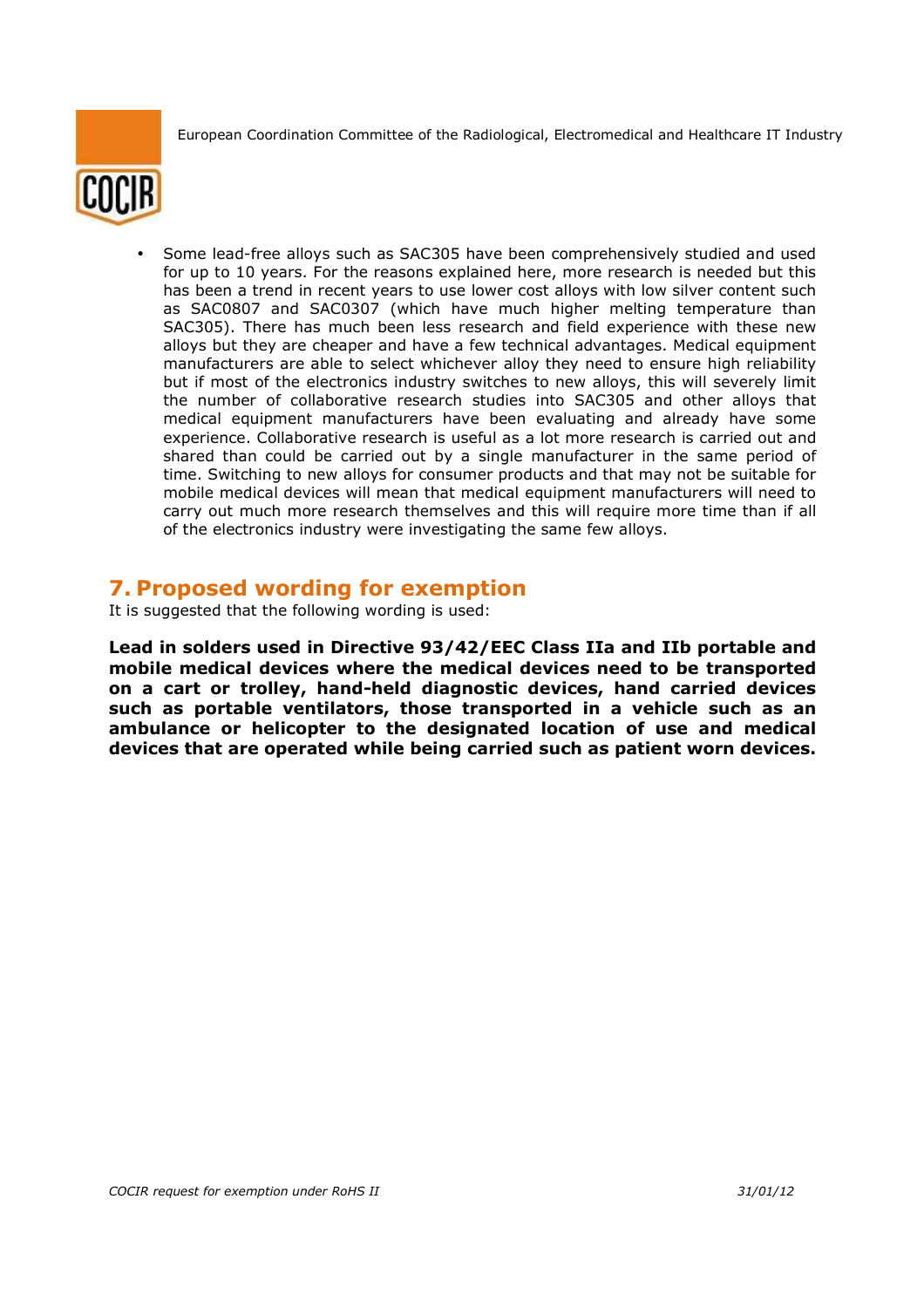- Some lead-free alloys such as SAC305 have been comprehensively studied and used for up to 10 years. For the reasons explained here, more research is needed but this has been a trend in recent years to use lower cost alloys with low silver content such as SAC0807 and SAC0307 (which have much higher melting temperature than SAC305). There has much been less research and field experience with these new alloys but they are cheaper and have a few technical advantages. Medical equipment manufacturers are able to select whichever alloy they need to ensure high reliability but if most of the electronics industry switches to new alloys, this will severely limit the number of collaborative research studies into SAC305 and other alloys that medical equipment manufacturers have been evaluating and already have some experience. Collaborative research is useful as a lot more research is carried out and shared than could be carried out by a single manufacturer in the same period of time. Switching to new alloys for consumer products and that may not be suitable for mobile medical devices will mean that medical equipment manufacturers will need to carry out much more research themselves and this will require more time than if all of the electronics industry were investigating the same few alloys.

## 7. Proposed wording for exemption

It is suggested that the following wording is used:

**Lead in solders used in Directive 93/42/EEC Class IIa and IIb portable and mobile medical devices where the medical devices need to be transported on a cart or trolley, hand-held diagnostic devices, hand carried devices such as portable ventilators, those transported in a vehicle such as an ambulance or helicopter to the designated location of use and medical devices that are operated while being carried such as patient worn devices.**